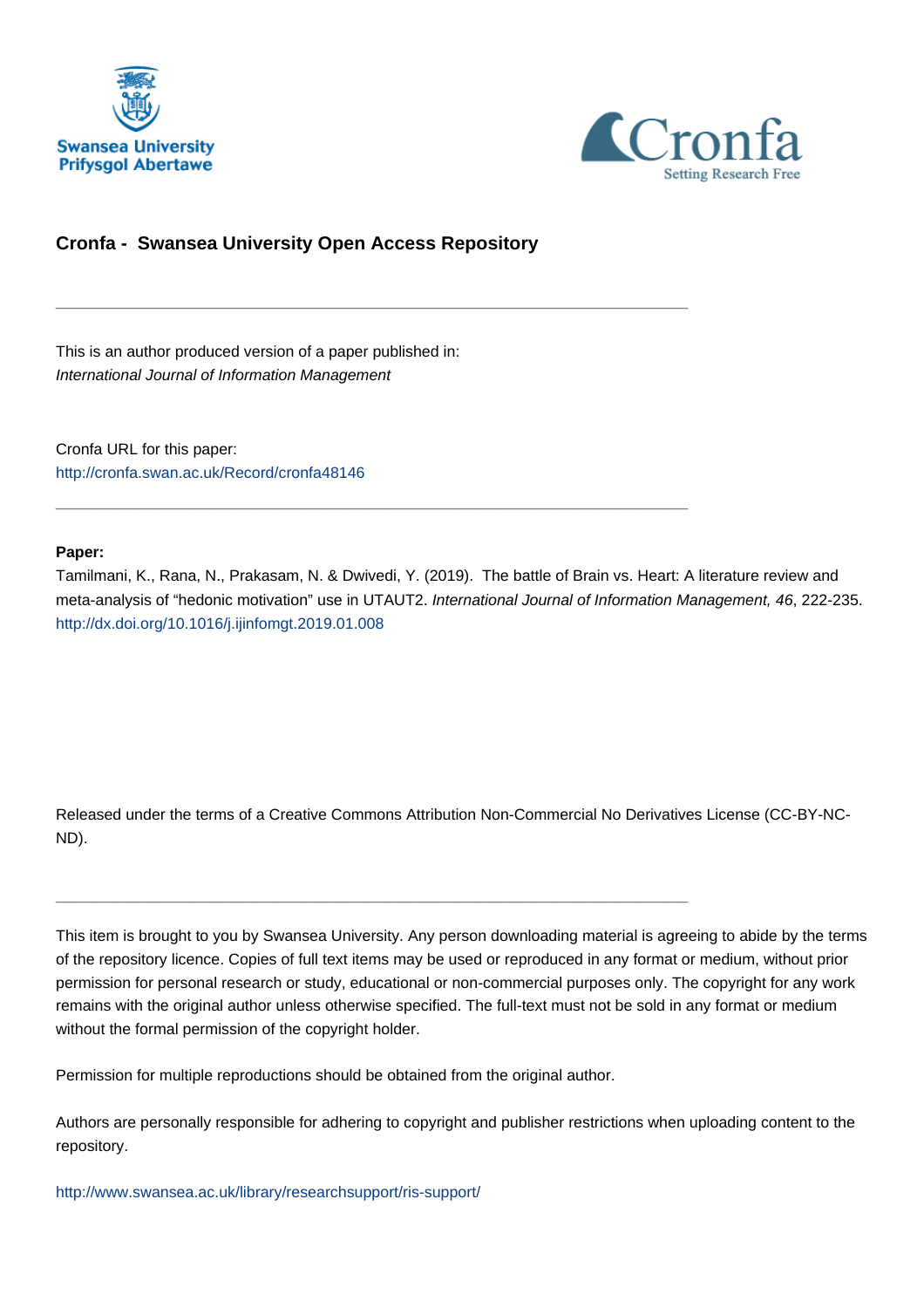Swansea University
Prifysgol Abertawe

Cronfa
Setting Research Free

## Cronfa - Swansea University Open Access Repository

---

This is an author produced version of a paper published in:
*International Journal of Information Management*

Cronfa URL for this paper:
http://cronfa.swan.ac.uk/Record/cronfa48146

---

**Paper:**
Tamilmani, K., Rana, N., Prakasam, N. & Dwivedi, Y. (2019). The battle of Brain vs. Heart: A literature review and meta-analysis of “hedonic motivation” use in UTAUT2. *International Journal of Information Management, 46*, 222-235.
http://dx.doi.org/10.1016/j.ijinfomgt.2019.01.008

Released under the terms of a Creative Commons Attribution Non-Commercial No Derivatives License (CC-BY-NC-ND).

---

This item is brought to you by Swansea University. Any person downloading material is agreeing to abide by the terms of the repository licence. Copies of full text items may be used or reproduced in any format or medium, without prior permission for personal research or study, educational or non-commercial purposes only. The copyright for any work remains with the original author unless otherwise specified. The full-text must not be sold in any format or medium without the formal permission of the copyright holder.

Permission for multiple reproductions should be obtained from the original author.

Authors are personally responsible for adhering to copyright and publisher restrictions when uploading content to the repository.

http://www.swansea.ac.uk/library/researchsupport/ris-support/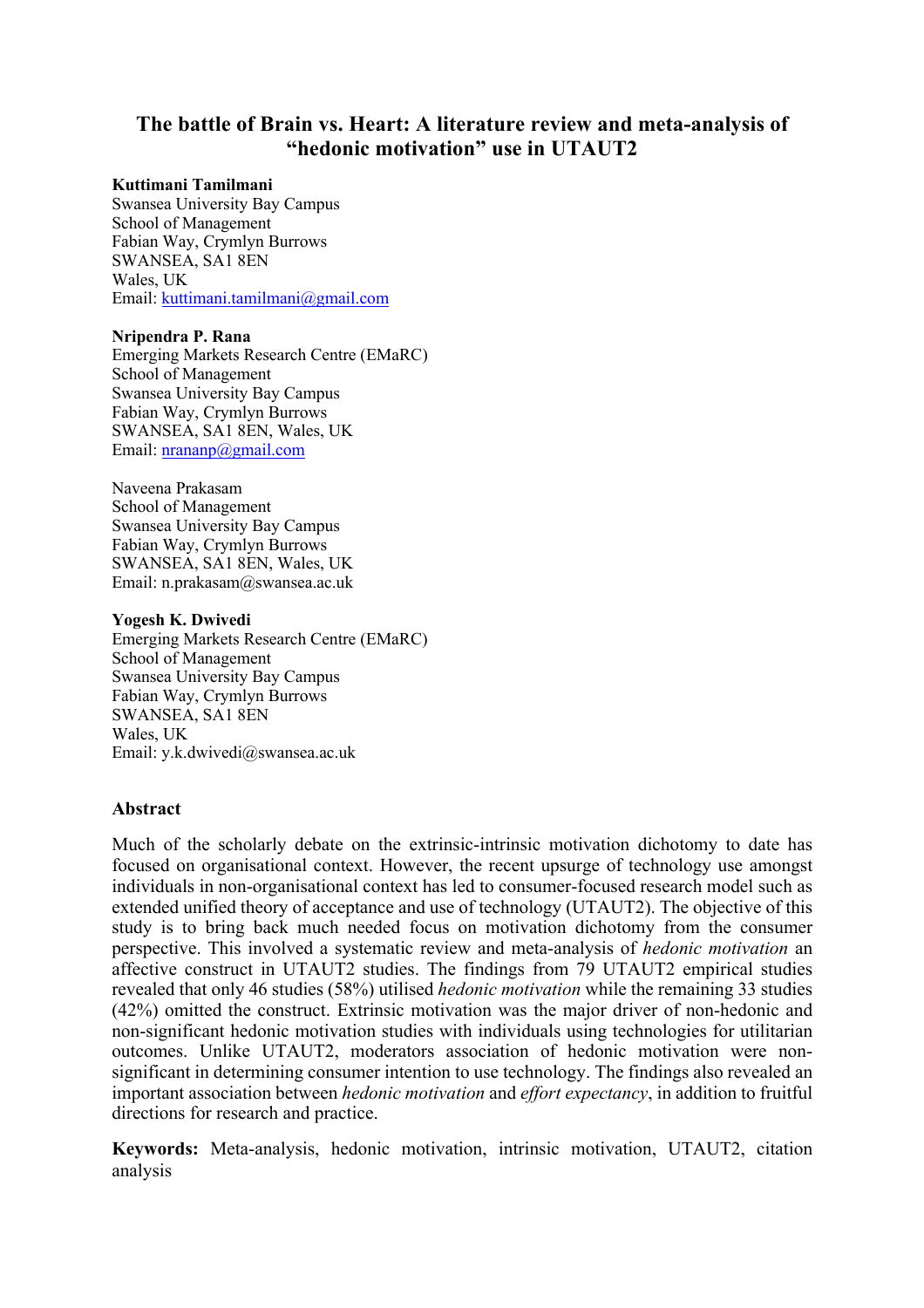# The battle of Brain vs. Heart: A literature review and meta-analysis of "hedonic motivation" use in UTAUT2

**Kuttimani Tamilmani**
Swansea University Bay Campus
School of Management
Fabian Way, Crymlyn Burrows
SWANSEA, SA1 8EN
Wales, UK
Email: kuttimani.tamilmani@gmail.com

**Nripendra P. Rana**
Emerging Markets Research Centre (EMaRC)
School of Management
Swansea University Bay Campus
Fabian Way, Crymlyn Burrows
SWANSEA, SA1 8EN, Wales, UK
Email: nrananp@gmail.com

Naveena Prakasam
School of Management
Swansea University Bay Campus
Fabian Way, Crymlyn Burrows
SWANSEA, SA1 8EN, Wales, UK
Email: n.prakasam@swansea.ac.uk

**Yogesh K. Dwivedi**
Emerging Markets Research Centre (EMaRC)
School of Management
Swansea University Bay Campus
Fabian Way, Crymlyn Burrows
SWANSEA, SA1 8EN
Wales, UK
Email: y.k.dwivedi@swansea.ac.uk

### Abstract

Much of the scholarly debate on the extrinsic-intrinsic motivation dichotomy to date has focused on organisational context. However, the recent upsurge of technology use amongst individuals in non-organisational context has led to consumer-focused research model such as extended unified theory of acceptance and use of technology (UTAUT2). The objective of this study is to bring back much needed focus on motivation dichotomy from the consumer perspective. This involved a systematic review and meta-analysis of *hedonic motivation* an affective construct in UTAUT2 studies. The findings from 79 UTAUT2 empirical studies revealed that only 46 studies (58%) utilised *hedonic motivation* while the remaining 33 studies (42%) omitted the construct. Extrinsic motivation was the major driver of non-hedonic and non-significant hedonic motivation studies with individuals using technologies for utilitarian outcomes. Unlike UTAUT2, moderators association of hedonic motivation were non-significant in determining consumer intention to use technology. The findings also revealed an important association between *hedonic motivation* and *effort expectancy*, in addition to fruitful directions for research and practice.

**Keywords:** Meta-analysis, hedonic motivation, intrinsic motivation, UTAUT2, citation analysis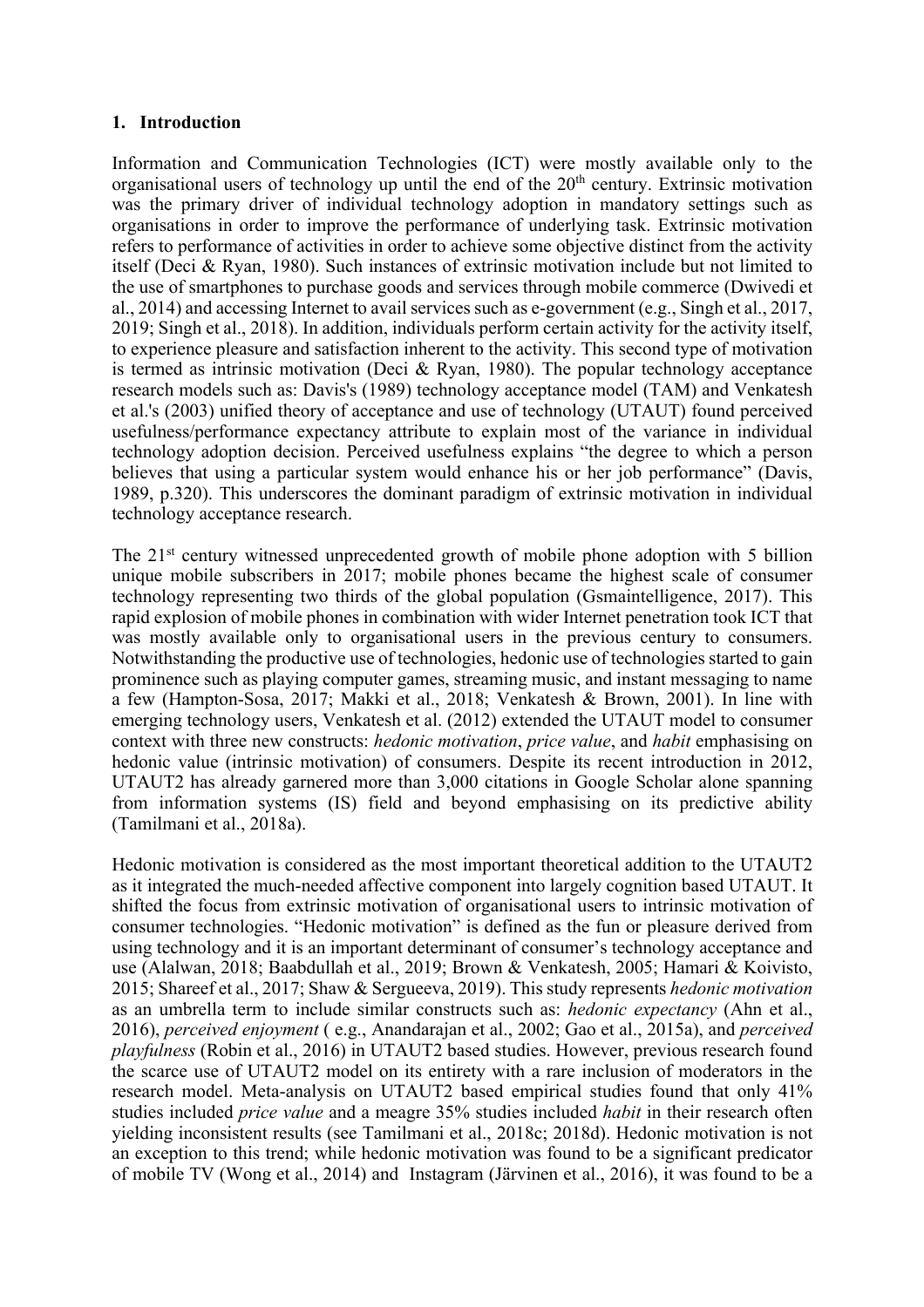## 1. Introduction

Information and Communication Technologies (ICT) were mostly available only to the organisational users of technology up until the end of the 20th century. Extrinsic motivation was the primary driver of individual technology adoption in mandatory settings such as organisations in order to improve the performance of underlying task. Extrinsic motivation refers to performance of activities in order to achieve some objective distinct from the activity itself (Deci & Ryan, 1980). Such instances of extrinsic motivation include but not limited to the use of smartphones to purchase goods and services through mobile commerce (Dwivedi et al., 2014) and accessing Internet to avail services such as e-government (e.g., Singh et al., 2017, 2019; Singh et al., 2018). In addition, individuals perform certain activity for the activity itself, to experience pleasure and satisfaction inherent to the activity. This second type of motivation is termed as intrinsic motivation (Deci & Ryan, 1980). The popular technology acceptance research models such as: Davis's (1989) technology acceptance model (TAM) and Venkatesh et al.'s (2003) unified theory of acceptance and use of technology (UTAUT) found perceived usefulness/performance expectancy attribute to explain most of the variance in individual technology adoption decision. Perceived usefulness explains "the degree to which a person believes that using a particular system would enhance his or her job performance" (Davis, 1989, p.320). This underscores the dominant paradigm of extrinsic motivation in individual technology acceptance research.

The 21st century witnessed unprecedented growth of mobile phone adoption with 5 billion unique mobile subscribers in 2017; mobile phones became the highest scale of consumer technology representing two thirds of the global population (Gsmaintelligence, 2017). This rapid explosion of mobile phones in combination with wider Internet penetration took ICT that was mostly available only to organisational users in the previous century to consumers. Notwithstanding the productive use of technologies, hedonic use of technologies started to gain prominence such as playing computer games, streaming music, and instant messaging to name a few (Hampton-Sosa, 2017; Makki et al., 2018; Venkatesh & Brown, 2001). In line with emerging technology users, Venkatesh et al. (2012) extended the UTAUT model to consumer context with three new constructs: *hedonic motivation*, *price value*, and *habit* emphasising on hedonic value (intrinsic motivation) of consumers. Despite its recent introduction in 2012, UTAUT2 has already garnered more than 3,000 citations in Google Scholar alone spanning from information systems (IS) field and beyond emphasising on its predictive ability (Tamilmani et al., 2018a).

Hedonic motivation is considered as the most important theoretical addition to the UTAUT2 as it integrated the much-needed affective component into largely cognition based UTAUT. It shifted the focus from extrinsic motivation of organisational users to intrinsic motivation of consumer technologies. "Hedonic motivation" is defined as the fun or pleasure derived from using technology and it is an important determinant of consumer's technology acceptance and use (Alalwan, 2018; Baabdullah et al., 2019; Brown & Venkatesh, 2005; Hamari & Koivisto, 2015; Shareef et al., 2017; Shaw & Sergueeva, 2019). This study represents *hedonic motivation* as an umbrella term to include similar constructs such as: *hedonic expectancy* (Ahn et al., 2016), *perceived enjoyment* ( e.g., Anandarajan et al., 2002; Gao et al., 2015a), and *perceived playfulness* (Robin et al., 2016) in UTAUT2 based studies. However, previous research found the scarce use of UTAUT2 model on its entirety with a rare inclusion of moderators in the research model. Meta-analysis on UTAUT2 based empirical studies found that only 41% studies included *price value* and a meagre 35% studies included *habit* in their research often yielding inconsistent results (see Tamilmani et al., 2018c; 2018d). Hedonic motivation is not an exception to this trend; while hedonic motivation was found to be a significant predicator of mobile TV (Wong et al., 2014) and Instagram (Järvinen et al., 2016), it was found to be a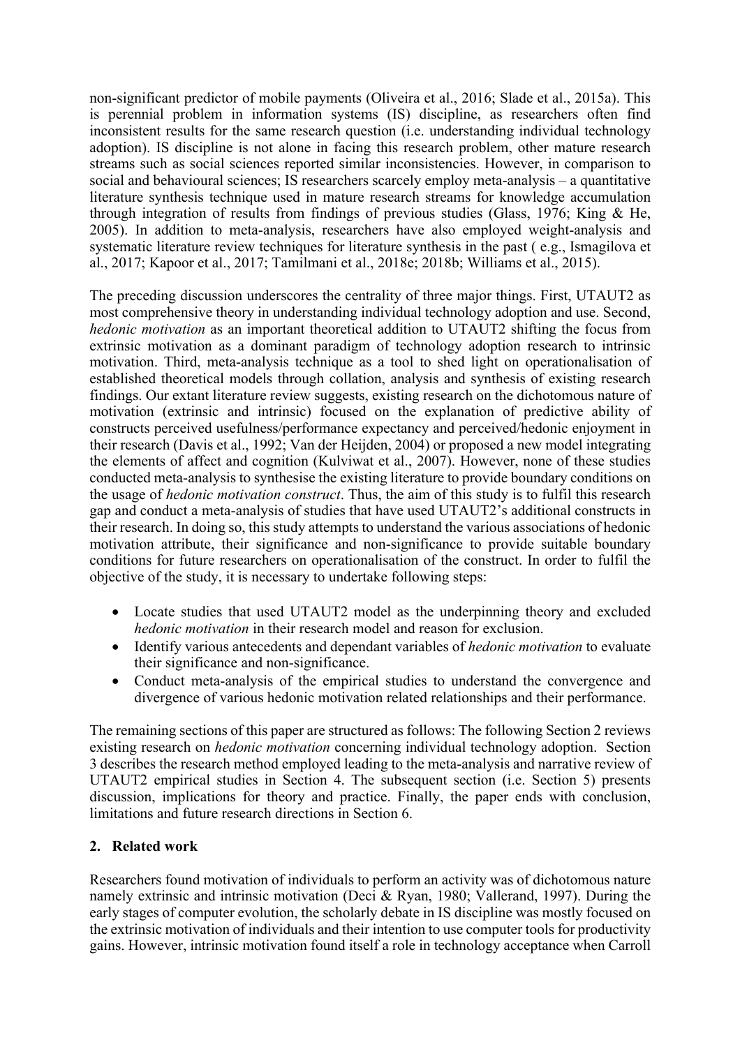non-significant predictor of mobile payments (Oliveira et al., 2016; Slade et al., 2015a). This is perennial problem in information systems (IS) discipline, as researchers often find inconsistent results for the same research question (i.e. understanding individual technology adoption). IS discipline is not alone in facing this research problem, other mature research streams such as social sciences reported similar inconsistencies. However, in comparison to social and behavioural sciences; IS researchers scarcely employ meta-analysis – a quantitative literature synthesis technique used in mature research streams for knowledge accumulation through integration of results from findings of previous studies (Glass, 1976; King & He, 2005). In addition to meta-analysis, researchers have also employed weight-analysis and systematic literature review techniques for literature synthesis in the past ( e.g., Ismagilova et al., 2017; Kapoor et al., 2017; Tamilmani et al., 2018e; 2018b; Williams et al., 2015).

The preceding discussion underscores the centrality of three major things. First, UTAUT2 as most comprehensive theory in understanding individual technology adoption and use. Second, *hedonic motivation* as an important theoretical addition to UTAUT2 shifting the focus from extrinsic motivation as a dominant paradigm of technology adoption research to intrinsic motivation. Third, meta-analysis technique as a tool to shed light on operationalisation of established theoretical models through collation, analysis and synthesis of existing research findings. Our extant literature review suggests, existing research on the dichotomous nature of motivation (extrinsic and intrinsic) focused on the explanation of predictive ability of constructs perceived usefulness/performance expectancy and perceived/hedonic enjoyment in their research (Davis et al., 1992; Van der Heijden, 2004) or proposed a new model integrating the elements of affect and cognition (Kulviwat et al., 2007). However, none of these studies conducted meta-analysis to synthesise the existing literature to provide boundary conditions on the usage of *hedonic motivation construct*. Thus, the aim of this study is to fulfil this research gap and conduct a meta-analysis of studies that have used UTAUT2's additional constructs in their research. In doing so, this study attempts to understand the various associations of hedonic motivation attribute, their significance and non-significance to provide suitable boundary conditions for future researchers on operationalisation of the construct. In order to fulfil the objective of the study, it is necessary to undertake following steps:

- Locate studies that used UTAUT2 model as the underpinning theory and excluded *hedonic motivation* in their research model and reason for exclusion.
- Identify various antecedents and dependant variables of *hedonic motivation* to evaluate their significance and non-significance.
- Conduct meta-analysis of the empirical studies to understand the convergence and divergence of various hedonic motivation related relationships and their performance.

The remaining sections of this paper are structured as follows: The following Section 2 reviews existing research on *hedonic motivation* concerning individual technology adoption. Section 3 describes the research method employed leading to the meta-analysis and narrative review of UTAUT2 empirical studies in Section 4. The subsequent section (i.e. Section 5) presents discussion, implications for theory and practice. Finally, the paper ends with conclusion, limitations and future research directions in Section 6.

## 2. Related work

Researchers found motivation of individuals to perform an activity was of dichotomous nature namely extrinsic and intrinsic motivation (Deci & Ryan, 1980; Vallerand, 1997). During the early stages of computer evolution, the scholarly debate in IS discipline was mostly focused on the extrinsic motivation of individuals and their intention to use computer tools for productivity gains. However, intrinsic motivation found itself a role in technology acceptance when Carroll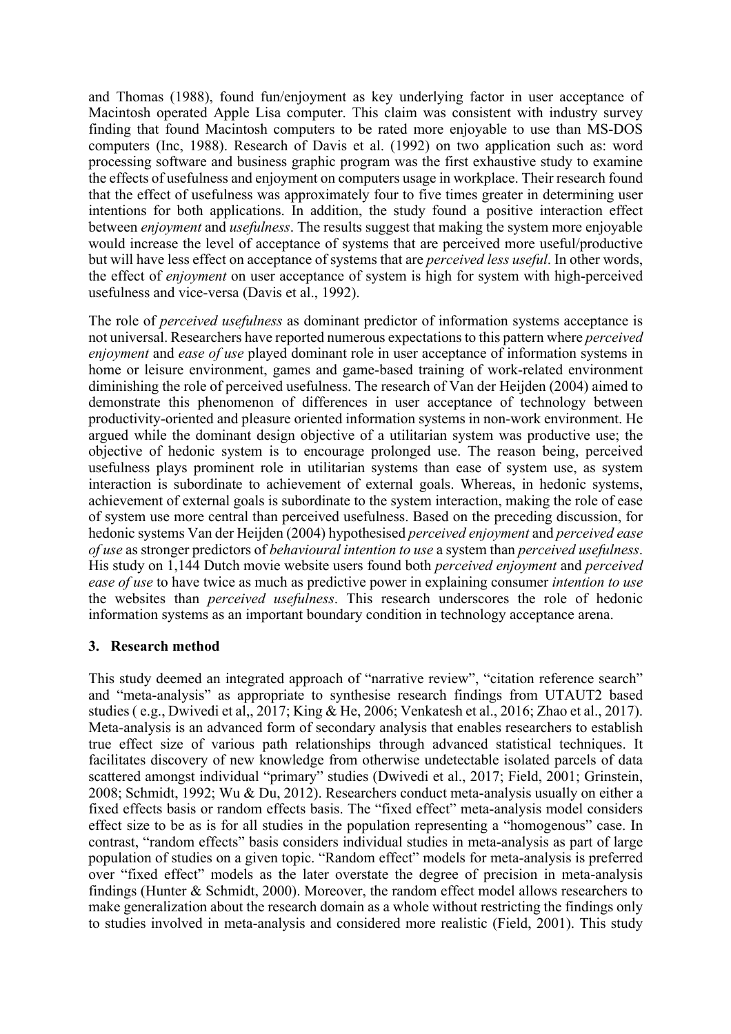and Thomas (1988), found fun/enjoyment as key underlying factor in user acceptance of Macintosh operated Apple Lisa computer. This claim was consistent with industry survey finding that found Macintosh computers to be rated more enjoyable to use than MS-DOS computers (Inc, 1988). Research of Davis et al. (1992) on two application such as: word processing software and business graphic program was the first exhaustive study to examine the effects of usefulness and enjoyment on computers usage in workplace. Their research found that the effect of usefulness was approximately four to five times greater in determining user intentions for both applications. In addition, the study found a positive interaction effect between *enjoyment* and *usefulness*. The results suggest that making the system more enjoyable would increase the level of acceptance of systems that are perceived more useful/productive but will have less effect on acceptance of systems that are *perceived less useful*. In other words, the effect of *enjoyment* on user acceptance of system is high for system with high-perceived usefulness and vice-versa (Davis et al., 1992).

The role of *perceived usefulness* as dominant predictor of information systems acceptance is not universal. Researchers have reported numerous expectations to this pattern where *perceived enjoyment* and *ease of use* played dominant role in user acceptance of information systems in home or leisure environment, games and game-based training of work-related environment diminishing the role of perceived usefulness. The research of Van der Heijden (2004) aimed to demonstrate this phenomenon of differences in user acceptance of technology between productivity-oriented and pleasure oriented information systems in non-work environment. He argued while the dominant design objective of a utilitarian system was productive use; the objective of hedonic system is to encourage prolonged use. The reason being, perceived usefulness plays prominent role in utilitarian systems than ease of system use, as system interaction is subordinate to achievement of external goals. Whereas, in hedonic systems, achievement of external goals is subordinate to the system interaction, making the role of ease of system use more central than perceived usefulness. Based on the preceding discussion, for hedonic systems Van der Heijden (2004) hypothesised *perceived enjoyment* and *perceived ease of use* as stronger predictors of *behavioural intention to use* a system than *perceived usefulness*. His study on 1,144 Dutch movie website users found both *perceived enjoyment* and *perceived ease of use* to have twice as much as predictive power in explaining consumer *intention to use* the websites than *perceived usefulness*. This research underscores the role of hedonic information systems as an important boundary condition in technology acceptance arena.

## 3. Research method

This study deemed an integrated approach of "narrative review", "citation reference search" and "meta-analysis" as appropriate to synthesise research findings from UTAUT2 based studies ( e.g., Dwivedi et al,, 2017; King & He, 2006; Venkatesh et al., 2016; Zhao et al., 2017). Meta-analysis is an advanced form of secondary analysis that enables researchers to establish true effect size of various path relationships through advanced statistical techniques. It facilitates discovery of new knowledge from otherwise undetectable isolated parcels of data scattered amongst individual "primary" studies (Dwivedi et al., 2017; Field, 2001; Grinstein, 2008; Schmidt, 1992; Wu & Du, 2012). Researchers conduct meta-analysis usually on either a fixed effects basis or random effects basis. The "fixed effect" meta-analysis model considers effect size to be as is for all studies in the population representing a "homogenous" case. In contrast, "random effects" basis considers individual studies in meta-analysis as part of large population of studies on a given topic. "Random effect" models for meta-analysis is preferred over "fixed effect" models as the later overstate the degree of precision in meta-analysis findings (Hunter & Schmidt, 2000). Moreover, the random effect model allows researchers to make generalization about the research domain as a whole without restricting the findings only to studies involved in meta-analysis and considered more realistic (Field, 2001). This study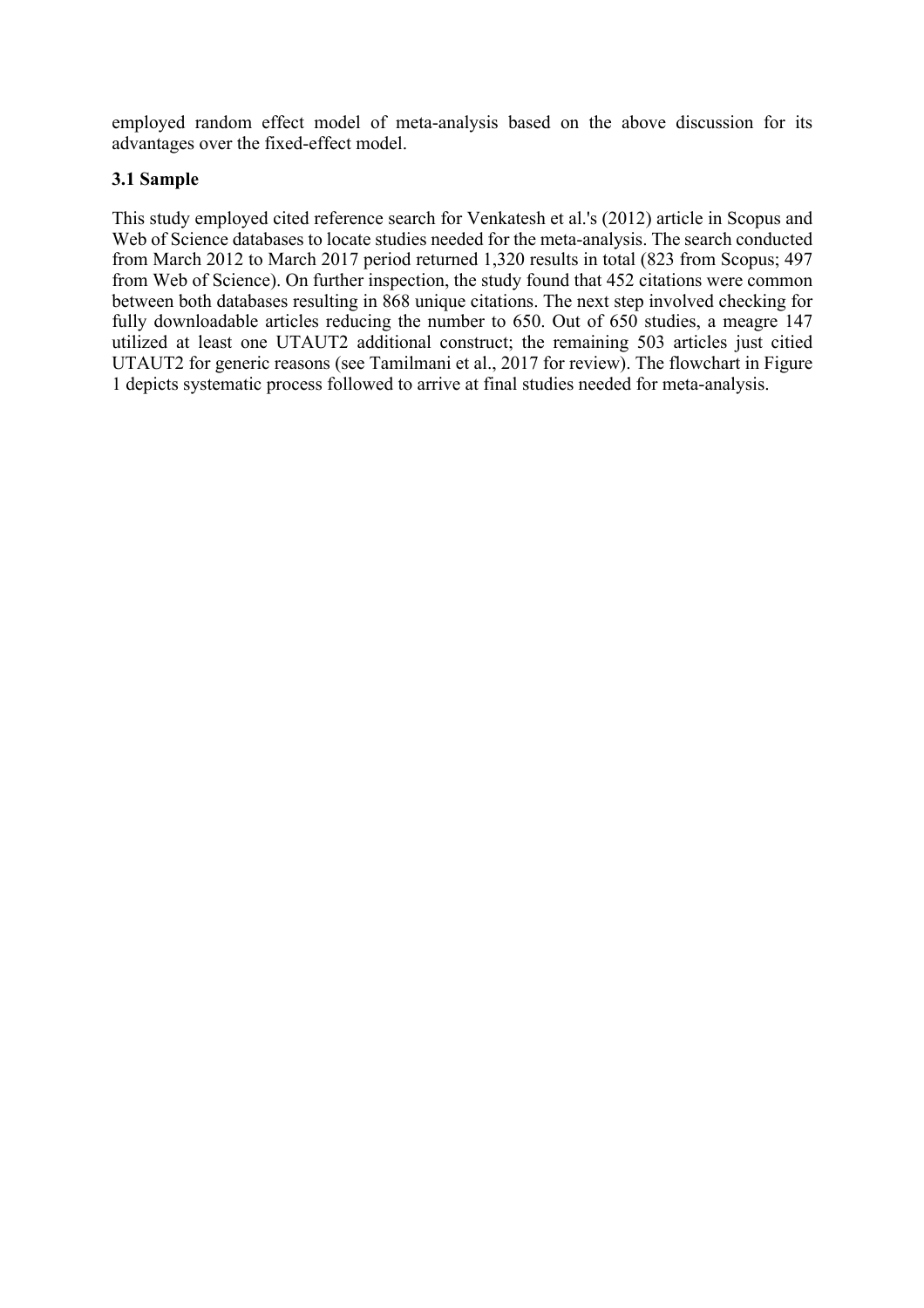employed random effect model of meta-analysis based on the above discussion for its advantages over the fixed-effect model.

### 3.1 Sample

This study employed cited reference search for Venkatesh et al.'s (2012) article in Scopus and Web of Science databases to locate studies needed for the meta-analysis. The search conducted from March 2012 to March 2017 period returned 1,320 results in total (823 from Scopus; 497 from Web of Science). On further inspection, the study found that 452 citations were common between both databases resulting in 868 unique citations. The next step involved checking for fully downloadable articles reducing the number to 650. Out of 650 studies, a meagre 147 utilized at least one UTAUT2 additional construct; the remaining 503 articles just citied UTAUT2 for generic reasons (see Tamilmani et al., 2017 for review). The flowchart in Figure 1 depicts systematic process followed to arrive at final studies needed for meta-analysis.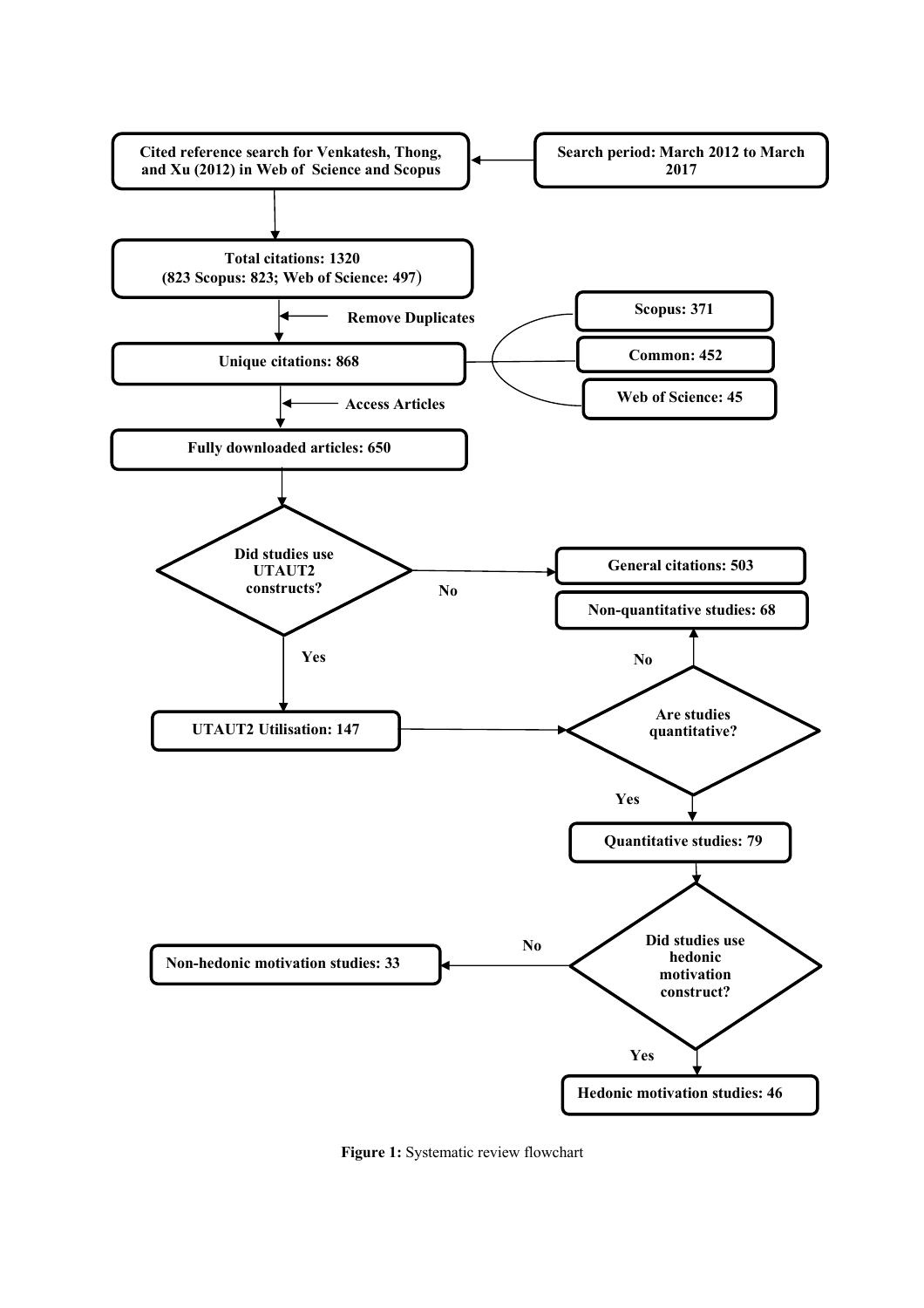Search period: March 2012 to March 2017

Cited reference search for Venkatesh, Thong, and Xu (2012) in Web of Science and Scopus

Total citations: 1320
(823 Scopus: 823; Web of Science: 497)

Remove Duplicates

Unique citations: 868

Scopus: 371

Common: 452

Web of Science: 45

Access Articles

Fully downloaded articles: 650

Did studies use UTAUT2 constructs?

No

General citations: 503

Yes

UTAUT2 Utilisation: 147

Are studies quantitative?

No

Non-quantitative studies: 68

Yes

Quantitative studies: 79

Did studies use hedonic motivation construct?

No

Non-hedonic motivation studies: 33

Yes

Hedonic motivation studies: 46

**Figure 1:** Systematic review flowchart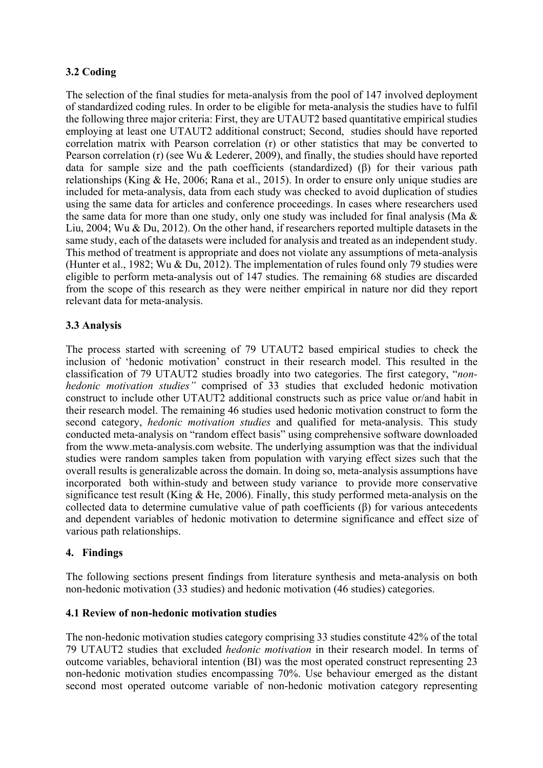### 3.2 Coding

The selection of the final studies for meta-analysis from the pool of 147 involved deployment of standardized coding rules. In order to be eligible for meta-analysis the studies have to fulfil the following three major criteria: First, they are UTAUT2 based quantitative empirical studies employing at least one UTAUT2 additional construct; Second, studies should have reported correlation matrix with Pearson correlation (r) or other statistics that may be converted to Pearson correlation (r) (see Wu & Lederer, 2009), and finally, the studies should have reported data for sample size and the path coefficients (standardized) (β) for their various path relationships (King & He, 2006; Rana et al., 2015). In order to ensure only unique studies are included for meta-analysis, data from each study was checked to avoid duplication of studies using the same data for articles and conference proceedings. In cases where researchers used the same data for more than one study, only one study was included for final analysis (Ma & Liu, 2004; Wu & Du, 2012). On the other hand, if researchers reported multiple datasets in the same study, each of the datasets were included for analysis and treated as an independent study. This method of treatment is appropriate and does not violate any assumptions of meta-analysis (Hunter et al., 1982; Wu & Du, 2012). The implementation of rules found only 79 studies were eligible to perform meta-analysis out of 147 studies. The remaining 68 studies are discarded from the scope of this research as they were neither empirical in nature nor did they report relevant data for meta-analysis.

### 3.3 Analysis

The process started with screening of 79 UTAUT2 based empirical studies to check the inclusion of 'hedonic motivation' construct in their research model. This resulted in the classification of 79 UTAUT2 studies broadly into two categories. The first category, "*non-hedonic motivation studies"* comprised of 33 studies that excluded hedonic motivation construct to include other UTAUT2 additional constructs such as price value or/and habit in their research model. The remaining 46 studies used hedonic motivation construct to form the second category, *hedonic motivation studies* and qualified for meta-analysis. This study conducted meta-analysis on "random effect basis" using comprehensive software downloaded from the www.meta-analysis.com website. The underlying assumption was that the individual studies were random samples taken from population with varying effect sizes such that the overall results is generalizable across the domain. In doing so, meta-analysis assumptions have incorporated both within-study and between study variance to provide more conservative significance test result (King & He, 2006). Finally, this study performed meta-analysis on the collected data to determine cumulative value of path coefficients (β) for various antecedents and dependent variables of hedonic motivation to determine significance and effect size of various path relationships.

## 4. Findings

The following sections present findings from literature synthesis and meta-analysis on both non-hedonic motivation (33 studies) and hedonic motivation (46 studies) categories.

### 4.1 Review of non-hedonic motivation studies

The non-hedonic motivation studies category comprising 33 studies constitute 42% of the total 79 UTAUT2 studies that excluded *hedonic motivation* in their research model. In terms of outcome variables, behavioral intention (BI) was the most operated construct representing 23 non-hedonic motivation studies encompassing 70%. Use behaviour emerged as the distant second most operated outcome variable of non-hedonic motivation category representing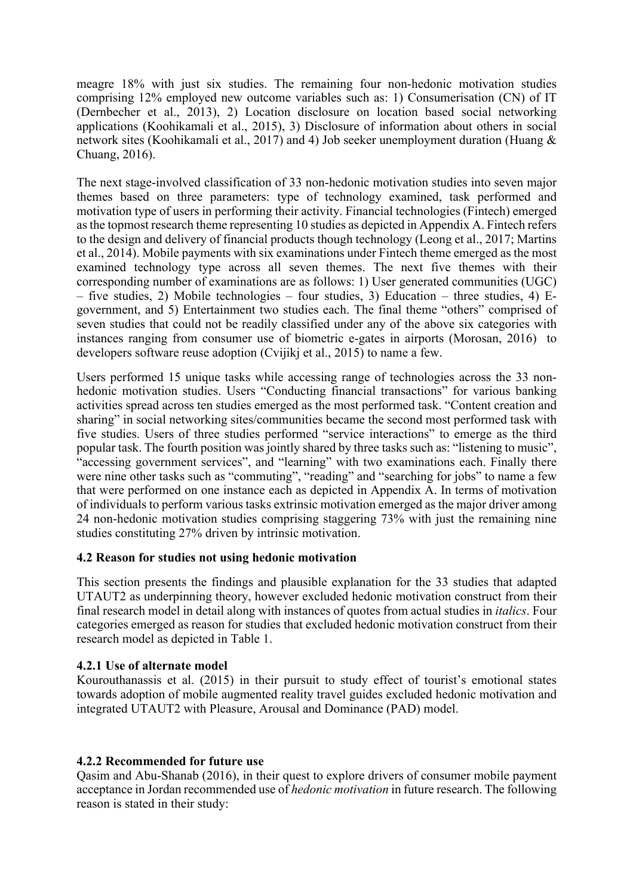meagre 18% with just six studies. The remaining four non-hedonic motivation studies comprising 12% employed new outcome variables such as: 1) Consumerisation (CN) of IT (Dernbecher et al., 2013), 2) Location disclosure on location based social networking applications (Koohikamali et al., 2015), 3) Disclosure of information about others in social network sites (Koohikamali et al., 2017) and 4) Job seeker unemployment duration (Huang & Chuang, 2016).

The next stage-involved classification of 33 non-hedonic motivation studies into seven major themes based on three parameters: type of technology examined, task performed and motivation type of users in performing their activity. Financial technologies (Fintech) emerged as the topmost research theme representing 10 studies as depicted in Appendix A. Fintech refers to the design and delivery of financial products though technology (Leong et al., 2017; Martins et al., 2014). Mobile payments with six examinations under Fintech theme emerged as the most examined technology type across all seven themes. The next five themes with their corresponding number of examinations are as follows: 1) User generated communities (UGC) – five studies, 2) Mobile technologies – four studies, 3) Education – three studies, 4) E-government, and 5) Entertainment two studies each. The final theme "others" comprised of seven studies that could not be readily classified under any of the above six categories with instances ranging from consumer use of biometric e-gates in airports (Morosan, 2016) to developers software reuse adoption (Cvijikj et al., 2015) to name a few.

Users performed 15 unique tasks while accessing range of technologies across the 33 non-hedonic motivation studies. Users "Conducting financial transactions" for various banking activities spread across ten studies emerged as the most performed task. "Content creation and sharing" in social networking sites/communities became the second most performed task with five studies. Users of three studies performed "service interactions" to emerge as the third popular task. The fourth position was jointly shared by three tasks such as: "listening to music", "accessing government services", and "learning" with two examinations each. Finally there were nine other tasks such as "commuting", "reading" and "searching for jobs" to name a few that were performed on one instance each as depicted in Appendix A. In terms of motivation of individuals to perform various tasks extrinsic motivation emerged as the major driver among 24 non-hedonic motivation studies comprising staggering 73% with just the remaining nine studies constituting 27% driven by intrinsic motivation.

### 4.2 Reason for studies not using hedonic motivation

This section presents the findings and plausible explanation for the 33 studies that adapted UTAUT2 as underpinning theory, however excluded hedonic motivation construct from their final research model in detail along with instances of quotes from actual studies in *italics*. Four categories emerged as reason for studies that excluded hedonic motivation construct from their research model as depicted in Table 1.

#### 4.2.1 Use of alternate model

Kourouthanassis et al. (2015) in their pursuit to study effect of tourist's emotional states towards adoption of mobile augmented reality travel guides excluded hedonic motivation and integrated UTAUT2 with Pleasure, Arousal and Dominance (PAD) model.

#### 4.2.2 Recommended for future use

Qasim and Abu-Shanab (2016), in their quest to explore drivers of consumer mobile payment acceptance in Jordan recommended use of *hedonic motivation* in future research. The following reason is stated in their study: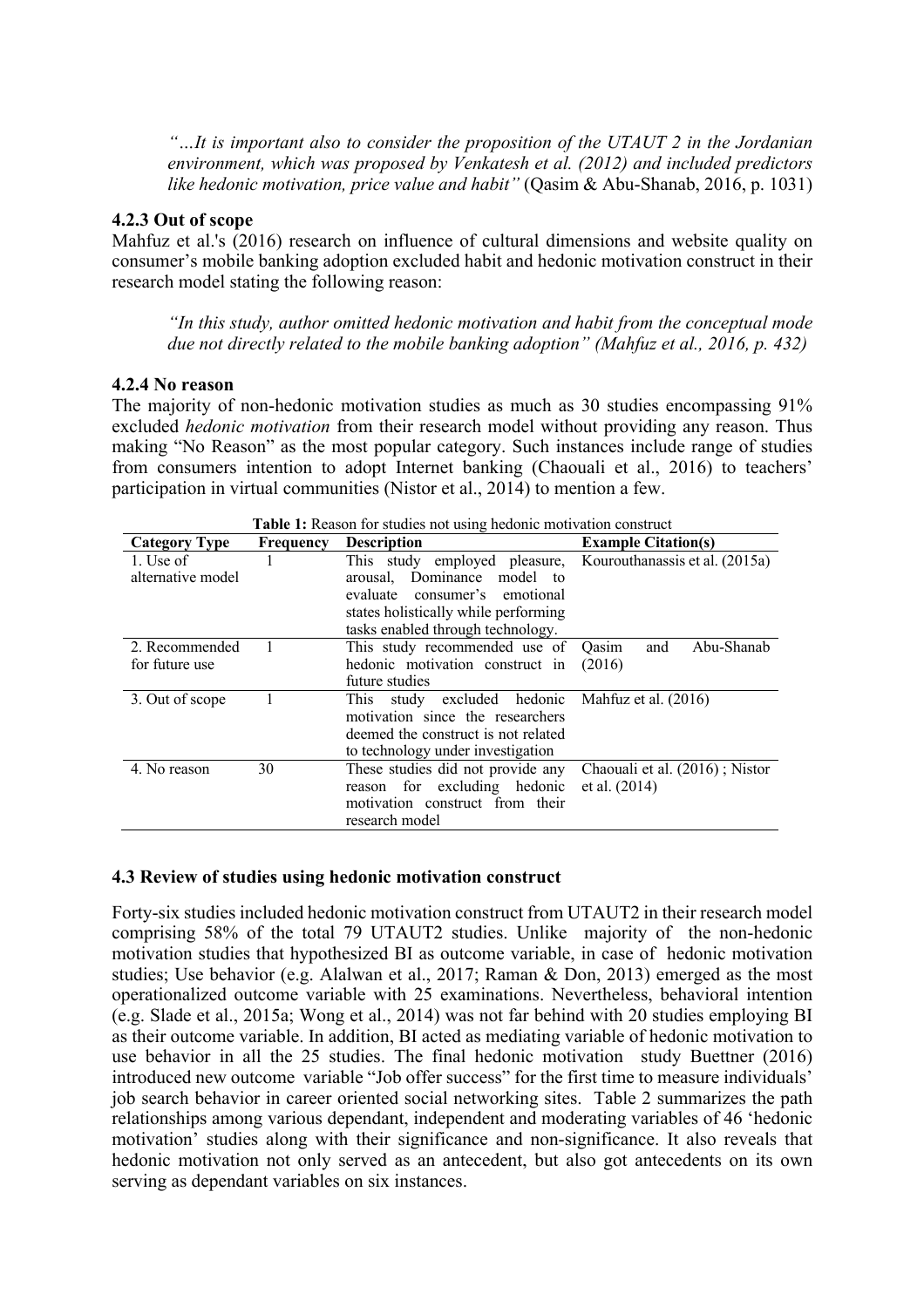> *"…It is important also to consider the proposition of the UTAUT 2 in the Jordanian environment, which was proposed by Venkatesh et al. (2012) and included predictors like hedonic motivation, price value and habit"* (Qasim & Abu-Shanab, 2016, p. 1031)

### 4.2.3 Out of scope

Mahfuz et al.'s (2016) research on influence of cultural dimensions and website quality on consumer's mobile banking adoption excluded habit and hedonic motivation construct in their research model stating the following reason:

> *"In this study, author omitted hedonic motivation and habit from the conceptual mode due not directly related to the mobile banking adoption" (Mahfuz et al., 2016, p. 432)*

### 4.2.4 No reason

The majority of non-hedonic motivation studies as much as 30 studies encompassing 91% excluded *hedonic motivation* from their research model without providing any reason. Thus making "No Reason" as the most popular category. Such instances include range of studies from consumers intention to adopt Internet banking (Chaouali et al., 2016) to teachers' participation in virtual communities (Nistor et al., 2014) to mention a few.

**Table 1:** Reason for studies not using hedonic motivation construct

| Category Type | Frequency | Description | Example Citation(s) |
|---|---|---|---|
| 1. Use of alternative model | 1 | This study employed pleasure, arousal, Dominance model to evaluate consumer's emotional states holistically while performing tasks enabled through technology. | Kourouthanassis et al. (2015a) |
| 2. Recommended for future use | 1 | This study recommended use of hedonic motivation construct in future studies | Qasim and Abu-Shanab (2016) |
| 3. Out of scope | 1 | This study excluded hedonic motivation since the researchers deemed the construct is not related to technology under investigation | Mahfuz et al. (2016) |
| 4. No reason | 30 | These studies did not provide any reason for excluding hedonic motivation construct from their research model | Chaouali et al. (2016) ; Nistor et al. (2014) |

## 4.3 Review of studies using hedonic motivation construct

Forty-six studies included hedonic motivation construct from UTAUT2 in their research model comprising 58% of the total 79 UTAUT2 studies. Unlike majority of the non-hedonic motivation studies that hypothesized BI as outcome variable, in case of hedonic motivation studies; Use behavior (e.g. Alalwan et al., 2017; Raman & Don, 2013) emerged as the most operationalized outcome variable with 25 examinations. Nevertheless, behavioral intention (e.g. Slade et al., 2015a; Wong et al., 2014) was not far behind with 20 studies employing BI as their outcome variable. In addition, BI acted as mediating variable of hedonic motivation to use behavior in all the 25 studies. The final hedonic motivation study Buettner (2016) introduced new outcome variable "Job offer success" for the first time to measure individuals' job search behavior in career oriented social networking sites. Table 2 summarizes the path relationships among various dependant, independent and moderating variables of 46 'hedonic motivation' studies along with their significance and non-significance. It also reveals that hedonic motivation not only served as an antecedent, but also got antecedents on its own serving as dependant variables on six instances.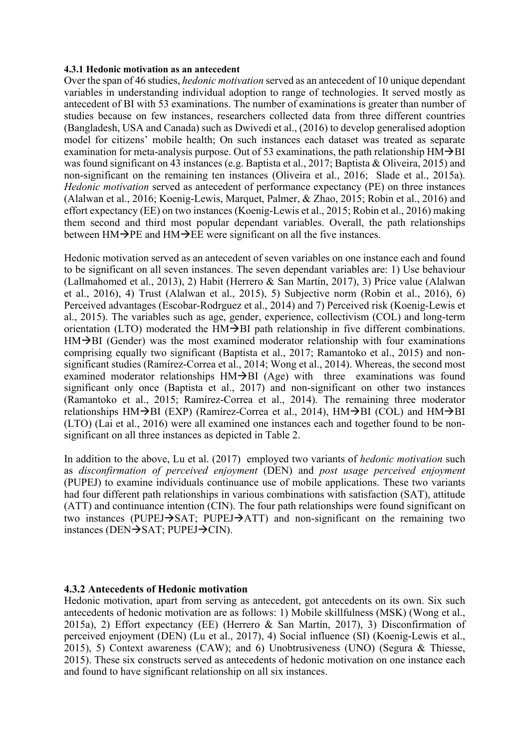### 4.3.1 Hedonic motivation as an antecedent

Over the span of 46 studies, *hedonic motivation* served as an antecedent of 10 unique dependant variables in understanding individual adoption to range of technologies. It served mostly as antecedent of BI with 53 examinations. The number of examinations is greater than number of studies because on few instances, researchers collected data from three different countries (Bangladesh, USA and Canada) such as Dwivedi et al., (2016) to develop generalised adoption model for citizens' mobile health; On such instances each dataset was treated as separate examination for meta-analysis purpose. Out of 53 examinations, the path relationship HM→BI was found significant on 43 instances (e.g. Baptista et al., 2017; Baptista & Oliveira, 2015) and non-significant on the remaining ten instances (Oliveira et al., 2016; Slade et al., 2015a). *Hedonic motivation* served as antecedent of performance expectancy (PE) on three instances (Alalwan et al., 2016; Koenig-Lewis, Marquet, Palmer, & Zhao, 2015; Robin et al., 2016) and effort expectancy (EE) on two instances (Koenig-Lewis et al., 2015; Robin et al., 2016) making them second and third most popular dependant variables. Overall, the path relationships between HM→PE and HM→EE were significant on all the five instances.

Hedonic motivation served as an antecedent of seven variables on one instance each and found to be significant on all seven instances. The seven dependant variables are: 1) Use behaviour (Lallmahomed et al., 2013), 2) Habit (Herrero & San Martín, 2017), 3) Price value (Alalwan et al., 2016), 4) Trust (Alalwan et al., 2015), 5) Subjective norm (Robin et al., 2016), 6) Perceived advantages (Escobar-Rodrguez et al., 2014) and 7) Perceived risk (Koenig-Lewis et al., 2015). The variables such as age, gender, experience, collectivism (COL) and long-term orientation (LTO) moderated the HM→BI path relationship in five different combinations. HM→BI (Gender) was the most examined moderator relationship with four examinations comprising equally two significant (Baptista et al., 2017; Ramantoko et al., 2015) and non-significant studies (Ramírez-Correa et al., 2014; Wong et al., 2014). Whereas, the second most examined moderator relationships HM→BI (Age) with three examinations was found significant only once (Baptista et al., 2017) and non-significant on other two instances (Ramantoko et al., 2015; Ramírez-Correa et al., 2014). The remaining three moderator relationships HM→BI (EXP) (Ramírez-Correa et al., 2014), HM→BI (COL) and HM→BI (LTO) (Lai et al., 2016) were all examined one instances each and together found to be non-significant on all three instances as depicted in Table 2.

In addition to the above, Lu et al. (2017) employed two variants of *hedonic motivation* such as *disconfirmation of perceived enjoyment* (DEN) and *post usage perceived enjoyment* (PUPEJ) to examine individuals continuance use of mobile applications. These two variants had four different path relationships in various combinations with satisfaction (SAT), attitude (ATT) and continuance intention (CIN). The four path relationships were found significant on two instances (PUPEJ→SAT; PUPEJ→ATT) and non-significant on the remaining two instances (DEN→SAT; PUPEJ→CIN).

### 4.3.2 Antecedents of Hedonic motivation

Hedonic motivation, apart from serving as antecedent, got antecedents on its own. Six such antecedents of hedonic motivation are as follows: 1) Mobile skillfulness (MSK) (Wong et al., 2015a), 2) Effort expectancy (EE) (Herrero & San Martín, 2017), 3) Disconfirmation of perceived enjoyment (DEN) (Lu et al., 2017), 4) Social influence (SI) (Koenig-Lewis et al., 2015), 5) Context awareness (CAW); and 6) Unobtrusiveness (UNO) (Segura & Thiesse, 2015). These six constructs served as antecedents of hedonic motivation on one instance each and found to have significant relationship on all six instances.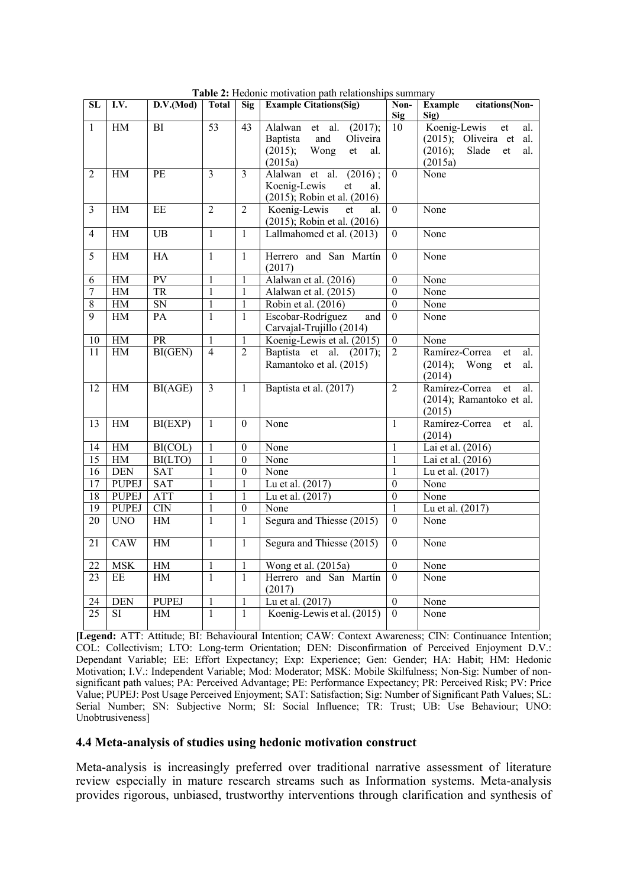**Table 2:** Hedonic motivation path relationships summary

| SL | I.V. | D.V.(Mod) | Total | Sig | Example Citations(Sig) | Non-Sig | Example citations(Non-Sig) |
|---|---|---|---|---|---|---|---|
| 1 | HM | BI | 53 | 43 | Alalwan et al. (2017); Baptista and Oliveira (2015); Wong et al. (2015a) | 10 | Koenig-Lewis et al. (2015); Oliveira et al. (2016); Slade et al. (2015a) |
| 2 | HM | PE | 3 | 3 | Alalwan et al. (2016) ; Koenig-Lewis et al. (2015); Robin et al. (2016) | 0 | None |
| 3 | HM | EE | 2 | 2 | Koenig-Lewis et al. (2015); Robin et al. (2016) | 0 | None |
| 4 | HM | UB | 1 | 1 | Lallmahomed et al. (2013) | 0 | None |
| 5 | HM | HA | 1 | 1 | Herrero and San Martín (2017) | 0 | None |
| 6 | HM | PV | 1 | 1 | Alalwan et al. (2016) | 0 | None |
| 7 | HM | TR | 1 | 1 | Alalwan et al. (2015) | 0 | None |
| 8 | HM | SN | 1 | 1 | Robin et al. (2016) | 0 | None |
| 9 | HM | PA | 1 | 1 | Escobar-Rodríguez and Carvajal-Trujillo (2014) | 0 | None |
| 10 | HM | PR | 1 | 1 | Koenig-Lewis et al. (2015) | 0 | None |
| 11 | HM | BI(GEN) | 4 | 2 | Baptista et al. (2017); Ramantoko et al. (2015) | 2 | Ramírez-Correa et al. (2014); Wong et al. (2014) |
| 12 | HM | BI(AGE) | 3 | 1 | Baptista et al. (2017) | 2 | Ramírez-Correa et al. (2014); Ramantoko et al. (2015) |
| 13 | HM | BI(EXP) | 1 | 0 | None | 1 | Ramírez-Correa et al. (2014) |
| 14 | HM | BI(COL) | 1 | 0 | None | 1 | Lai et al. (2016) |
| 15 | HM | BI(LTO) | 1 | 0 | None | 1 | Lai et al. (2016) |
| 16 | DEN | SAT | 1 | 0 | None | 1 | Lu et al. (2017) |
| 17 | PUPEJ | SAT | 1 | 1 | Lu et al. (2017) | 0 | None |
| 18 | PUPEJ | ATT | 1 | 1 | Lu et al. (2017) | 0 | None |
| 19 | PUPEJ | CIN | 1 | 0 | None | 1 | Lu et al. (2017) |
| 20 | UNO | HM | 1 | 1 | Segura and Thiesse (2015) | 0 | None |
| 21 | CAW | HM | 1 | 1 | Segura and Thiesse (2015) | 0 | None |
| 22 | MSK | HM | 1 | 1 | Wong et al. (2015a) | 0 | None |
| 23 | EE | HM | 1 | 1 | Herrero and San Martín (2017) | 0 | None |
| 24 | DEN | PUPEJ | 1 | 1 | Lu et al. (2017) | 0 | None |
| 25 | SI | HM | 1 | 1 | Koenig-Lewis et al. (2015) | 0 | None |

**[Legend:** ATT: Attitude; BI: Behavioural Intention; CAW: Context Awareness; CIN: Continuance Intention; COL: Collectivism; LTO: Long-term Orientation; DEN: Disconfirmation of Perceived Enjoyment D.V.: Dependant Variable; EE: Effort Expectancy; Exp: Experience; Gen: Gender; HA: Habit; HM: Hedonic Motivation; I.V.: Independent Variable; Mod: Moderator; MSK: Mobile Skilfulness; Non-Sig: Number of non-significant path values; PA: Perceived Advantage; PE: Performance Expectancy; PR: Perceived Risk; PV: Price Value; PUPEJ: Post Usage Perceived Enjoyment; SAT: Satisfaction; Sig: Number of Significant Path Values; SL: Serial Number; SN: Subjective Norm; SI: Social Influence; TR: Trust; UB: Use Behaviour; UNO: Unobtrusiveness]

### 4.4 Meta-analysis of studies using hedonic motivation construct

Meta-analysis is increasingly preferred over traditional narrative assessment of literature review especially in mature research streams such as Information systems. Meta-analysis provides rigorous, unbiased, trustworthy interventions through clarification and synthesis of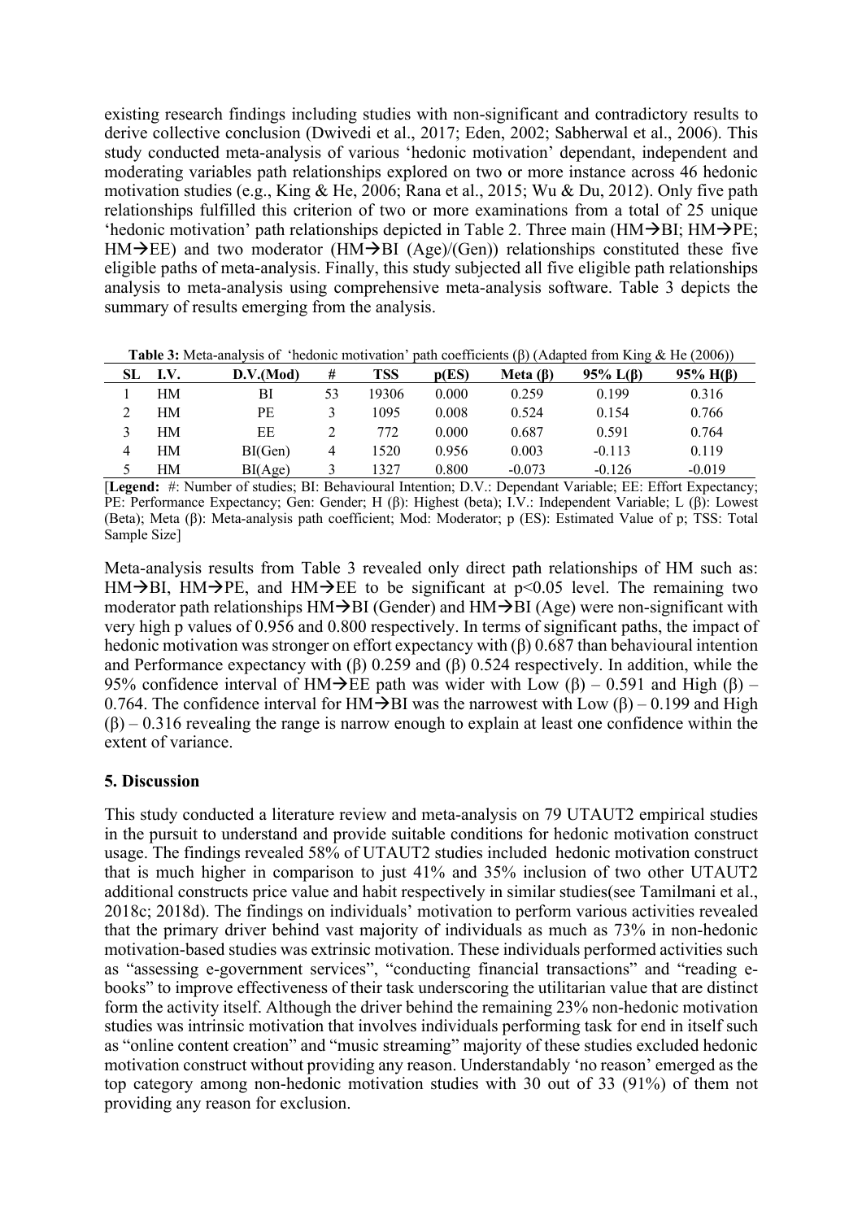existing research findings including studies with non-significant and contradictory results to derive collective conclusion (Dwivedi et al., 2017; Eden, 2002; Sabherwal et al., 2006). This study conducted meta-analysis of various 'hedonic motivation' dependant, independent and moderating variables path relationships explored on two or more instance across 46 hedonic motivation studies (e.g., King & He, 2006; Rana et al., 2015; Wu & Du, 2012). Only five path relationships fulfilled this criterion of two or more examinations from a total of 25 unique 'hedonic motivation' path relationships depicted in Table 2. Three main (HM→BI; HM→PE; HM→EE) and two moderator (HM→BI (Age)/(Gen)) relationships constituted these five eligible paths of meta-analysis. Finally, this study subjected all five eligible path relationships analysis to meta-analysis using comprehensive meta-analysis software. Table 3 depicts the summary of results emerging from the analysis.

**Table 3:** Meta-analysis of 'hedonic motivation' path coefficients (β) (Adapted from King & He (2006))

| SL | I.V. | D.V.(Mod) | # | TSS | p(ES) | Meta (β) | 95% L(β) | 95% H(β) |
|---|---|---|---|---|---|---|---|---|
| 1 | HM | BI | 53 | 19306 | 0.000 | 0.259 | 0.199 | 0.316 |
| 2 | HM | PE | 3 | 1095 | 0.008 | 0.524 | 0.154 | 0.766 |
| 3 | HM | EE | 2 | 772 | 0.000 | 0.687 | 0.591 | 0.764 |
| 4 | HM | BI(Gen) | 4 | 1520 | 0.956 | 0.003 | -0.113 | 0.119 |
| 5 | HM | BI(Age) | 3 | 1327 | 0.800 | -0.073 | -0.126 | -0.019 |

[**Legend:** #: Number of studies; BI: Behavioural Intention; D.V.: Dependant Variable; EE: Effort Expectancy; PE: Performance Expectancy; Gen: Gender; H (β): Highest (beta); I.V.: Independent Variable; L (β): Lowest (Beta); Meta (β): Meta-analysis path coefficient; Mod: Moderator; p (ES): Estimated Value of p; TSS: Total Sample Size]

Meta-analysis results from Table 3 revealed only direct path relationships of HM such as: HM→BI, HM→PE, and HM→EE to be significant at $p<0.05$ level. The remaining two moderator path relationships HM→BI (Gender) and HM→BI (Age) were non-significant with very high p values of 0.956 and 0.800 respectively. In terms of significant paths, the impact of hedonic motivation was stronger on effort expectancy with (β) 0.687 than behavioural intention and Performance expectancy with (β) 0.259 and (β) 0.524 respectively. In addition, while the 95% confidence interval of HM→EE path was wider with Low (β) – 0.591 and High (β) – 0.764. The confidence interval for HM→BI was the narrowest with Low (β) – 0.199 and High (β) – 0.316 revealing the range is narrow enough to explain at least one confidence within the extent of variance.

## 5. Discussion

This study conducted a literature review and meta-analysis on 79 UTAUT2 empirical studies in the pursuit to understand and provide suitable conditions for hedonic motivation construct usage. The findings revealed 58% of UTAUT2 studies included hedonic motivation construct that is much higher in comparison to just 41% and 35% inclusion of two other UTAUT2 additional constructs price value and habit respectively in similar studies(see Tamilmani et al., 2018c; 2018d). The findings on individuals' motivation to perform various activities revealed that the primary driver behind vast majority of individuals as much as 73% in non-hedonic motivation-based studies was extrinsic motivation. These individuals performed activities such as "assessing e-government services", "conducting financial transactions" and "reading e-books" to improve effectiveness of their task underscoring the utilitarian value that are distinct form the activity itself. Although the driver behind the remaining 23% non-hedonic motivation studies was intrinsic motivation that involves individuals performing task for end in itself such as "online content creation" and "music streaming" majority of these studies excluded hedonic motivation construct without providing any reason. Understandably 'no reason' emerged as the top category among non-hedonic motivation studies with 30 out of 33 (91%) of them not providing any reason for exclusion.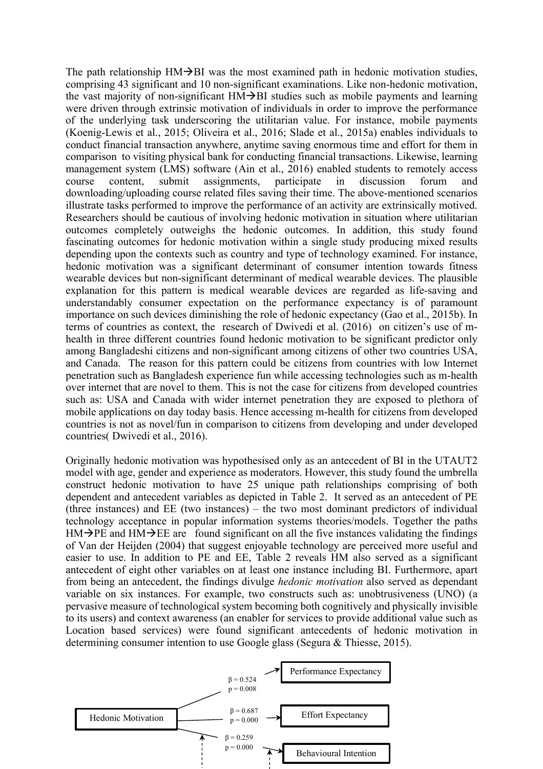The path relationship HM→BI was the most examined path in hedonic motivation studies, comprising 43 significant and 10 non-significant examinations. Like non-hedonic motivation, the vast majority of non-significant HM→BI studies such as mobile payments and learning were driven through extrinsic motivation of individuals in order to improve the performance of the underlying task underscoring the utilitarian value. For instance, mobile payments (Koenig-Lewis et al., 2015; Oliveira et al., 2016; Slade et al., 2015a) enables individuals to conduct financial transaction anywhere, anytime saving enormous time and effort for them in comparison to visiting physical bank for conducting financial transactions. Likewise, learning management system (LMS) software (Ain et al., 2016) enabled students to remotely access course content, submit assignments, participate in discussion forum and downloading/uploading course related files saving their time. The above-mentioned scenarios illustrate tasks performed to improve the performance of an activity are extrinsically motived. Researchers should be cautious of involving hedonic motivation in situation where utilitarian outcomes completely outweighs the hedonic outcomes. In addition, this study found fascinating outcomes for hedonic motivation within a single study producing mixed results depending upon the contexts such as country and type of technology examined. For instance, hedonic motivation was a significant determinant of consumer intention towards fitness wearable devices but non-significant determinant of medical wearable devices. The plausible explanation for this pattern is medical wearable devices are regarded as life-saving and understandably consumer expectation on the performance expectancy is of paramount importance on such devices diminishing the role of hedonic expectancy (Gao et al., 2015b). In terms of countries as context, the research of Dwivedi et al. (2016) on citizen's use of m-health in three different countries found hedonic motivation to be significant predictor only among Bangladeshi citizens and non-significant among citizens of other two countries USA, and Canada. The reason for this pattern could be citizens from countries with low Internet penetration such as Bangladesh experience fun while accessing technologies such as m-health over internet that are novel to them. This is not the case for citizens from developed countries such as: USA and Canada with wider internet penetration they are exposed to plethora of mobile applications on day today basis. Hence accessing m-health for citizens from developed countries is not as novel/fun in comparison to citizens from developing and under developed countries( Dwivedi et al., 2016).

Originally hedonic motivation was hypothesised only as an antecedent of BI in the UTAUT2 model with age, gender and experience as moderators. However, this study found the umbrella construct hedonic motivation to have 25 unique path relationships comprising of both dependent and antecedent variables as depicted in Table 2. It served as an antecedent of PE (three instances) and EE (two instances) – the two most dominant predictors of individual technology acceptance in popular information systems theories/models. Together the paths HM→PE and HM→EE are found significant on all the five instances validating the findings of Van der Heijden (2004) that suggest enjoyable technology are perceived more useful and easier to use. In addition to PE and EE, Table 2 reveals HM also served as a significant antecedent of eight other variables on at least one instance including BI. Furthermore, apart from being an antecedent, the findings divulge *hedonic motivation* also served as dependant variable on six instances. For example, two constructs such as: unobtrusiveness (UNO) (a pervasive measure of technological system becoming both cognitively and physically invisible to its users) and context awareness (an enabler for services to provide additional value such as Location based services) were found significant antecedents of hedonic motivation in determining consumer intention to use Google glass (Segura & Thiesse, 2015).

Hedonic Motivation → Performance Expectancy ($\beta = 0.524$, $p = 0.008$)
Hedonic Motivation → Effort Expectancy ($\beta = 0.687$, $p = 0.000$)
Hedonic Motivation → Behavioural Intention ($\beta = 0.259$, $p = 0.000$)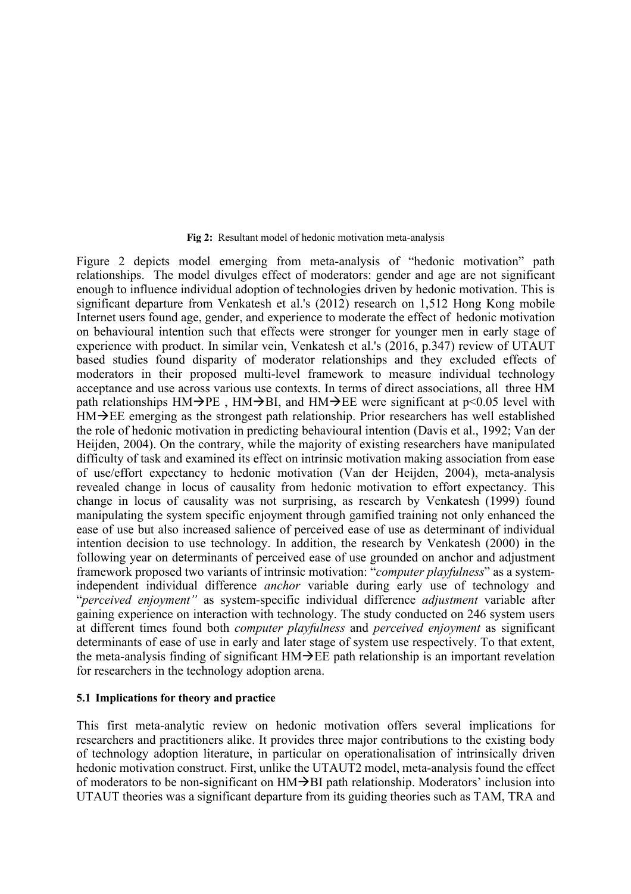**Fig 2:** Resultant model of hedonic motivation meta-analysis

Figure 2 depicts model emerging from meta-analysis of "hedonic motivation" path relationships. The model divulges effect of moderators: gender and age are not significant enough to influence individual adoption of technologies driven by hedonic motivation. This is significant departure from Venkatesh et al.'s (2012) research on 1,512 Hong Kong mobile Internet users found age, gender, and experience to moderate the effect of hedonic motivation on behavioural intention such that effects were stronger for younger men in early stage of experience with product. In similar vein, Venkatesh et al.'s (2016, p.347) review of UTAUT based studies found disparity of moderator relationships and they excluded effects of moderators in their proposed multi-level framework to measure individual technology acceptance and use across various use contexts. In terms of direct associations, all three HM path relationships HM→PE , HM→BI, and HM→EE were significant at $p<0.05$ level with HM→EE emerging as the strongest path relationship. Prior researchers has well established the role of hedonic motivation in predicting behavioural intention (Davis et al., 1992; Van der Heijden, 2004). On the contrary, while the majority of existing researchers have manipulated difficulty of task and examined its effect on intrinsic motivation making association from ease of use/effort expectancy to hedonic motivation (Van der Heijden, 2004), meta-analysis revealed change in locus of causality from hedonic motivation to effort expectancy. This change in locus of causality was not surprising, as research by Venkatesh (1999) found manipulating the system specific enjoyment through gamified training not only enhanced the ease of use but also increased salience of perceived ease of use as determinant of individual intention decision to use technology. In addition, the research by Venkatesh (2000) in the following year on determinants of perceived ease of use grounded on anchor and adjustment framework proposed two variants of intrinsic motivation: "*computer playfulness*" as a system-independent individual difference *anchor* variable during early use of technology and "*perceived enjoyment"* as system-specific individual difference *adjustment* variable after gaining experience on interaction with technology. The study conducted on 246 system users at different times found both *computer playfulness* and *perceived enjoyment* as significant determinants of ease of use in early and later stage of system use respectively. To that extent, the meta-analysis finding of significant HM→EE path relationship is an important revelation for researchers in the technology adoption arena.

### 5.1 Implications for theory and practice

This first meta-analytic review on hedonic motivation offers several implications for researchers and practitioners alike. It provides three major contributions to the existing body of technology adoption literature, in particular on operationalisation of intrinsically driven hedonic motivation construct. First, unlike the UTAUT2 model, meta-analysis found the effect of moderators to be non-significant on HM→BI path relationship. Moderators' inclusion into UTAUT theories was a significant departure from its guiding theories such as TAM, TRA and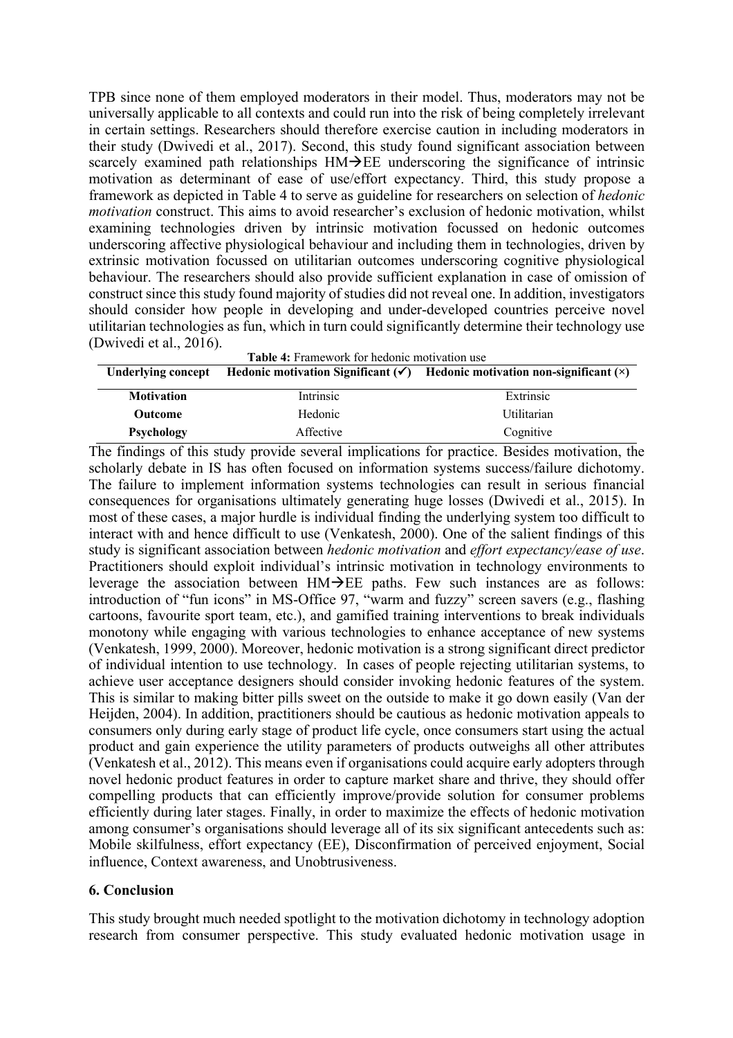TPB since none of them employed moderators in their model. Thus, moderators may not be universally applicable to all contexts and could run into the risk of being completely irrelevant in certain settings. Researchers should therefore exercise caution in including moderators in their study (Dwivedi et al., 2017). Second, this study found significant association between scarcely examined path relationships HM→EE underscoring the significance of intrinsic motivation as determinant of ease of use/effort expectancy. Third, this study propose a framework as depicted in Table 4 to serve as guideline for researchers on selection of *hedonic motivation* construct. This aims to avoid researcher's exclusion of hedonic motivation, whilst examining technologies driven by intrinsic motivation focussed on hedonic outcomes underscoring affective physiological behaviour and including them in technologies, driven by extrinsic motivation focussed on utilitarian outcomes underscoring cognitive physiological behaviour. The researchers should also provide sufficient explanation in case of omission of construct since this study found majority of studies did not reveal one. In addition, investigators should consider how people in developing and under-developed countries perceive novel utilitarian technologies as fun, which in turn could significantly determine their technology use (Dwivedi et al., 2016).

**Table 4:** Framework for hedonic motivation use

| Underlying concept | Hedonic motivation Significant (✓) | Hedonic motivation non-significant (×) |
|---|---|---|
| **Motivation** | Intrinsic | Extrinsic |
| **Outcome** | Hedonic | Utilitarian |
| **Psychology** | Affective | Cognitive |

The findings of this study provide several implications for practice. Besides motivation, the scholarly debate in IS has often focused on information systems success/failure dichotomy. The failure to implement information systems technologies can result in serious financial consequences for organisations ultimately generating huge losses (Dwivedi et al., 2015). In most of these cases, a major hurdle is individual finding the underlying system too difficult to interact with and hence difficult to use (Venkatesh, 2000). One of the salient findings of this study is significant association between *hedonic motivation* and *effort expectancy/ease of use*. Practitioners should exploit individual's intrinsic motivation in technology environments to leverage the association between HM→EE paths. Few such instances are as follows: introduction of "fun icons" in MS-Office 97, "warm and fuzzy" screen savers (e.g., flashing cartoons, favourite sport team, etc.), and gamified training interventions to break individuals monotony while engaging with various technologies to enhance acceptance of new systems (Venkatesh, 1999, 2000). Moreover, hedonic motivation is a strong significant direct predictor of individual intention to use technology. In cases of people rejecting utilitarian systems, to achieve user acceptance designers should consider invoking hedonic features of the system. This is similar to making bitter pills sweet on the outside to make it go down easily (Van der Heijden, 2004). In addition, practitioners should be cautious as hedonic motivation appeals to consumers only during early stage of product life cycle, once consumers start using the actual product and gain experience the utility parameters of products outweighs all other attributes (Venkatesh et al., 2012). This means even if organisations could acquire early adopters through novel hedonic product features in order to capture market share and thrive, they should offer compelling products that can efficiently improve/provide solution for consumer problems efficiently during later stages. Finally, in order to maximize the effects of hedonic motivation among consumer's organisations should leverage all of its six significant antecedents such as: Mobile skilfulness, effort expectancy (EE), Disconfirmation of perceived enjoyment, Social influence, Context awareness, and Unobtrusiveness.

## 6. Conclusion

This study brought much needed spotlight to the motivation dichotomy in technology adoption research from consumer perspective. This study evaluated hedonic motivation usage in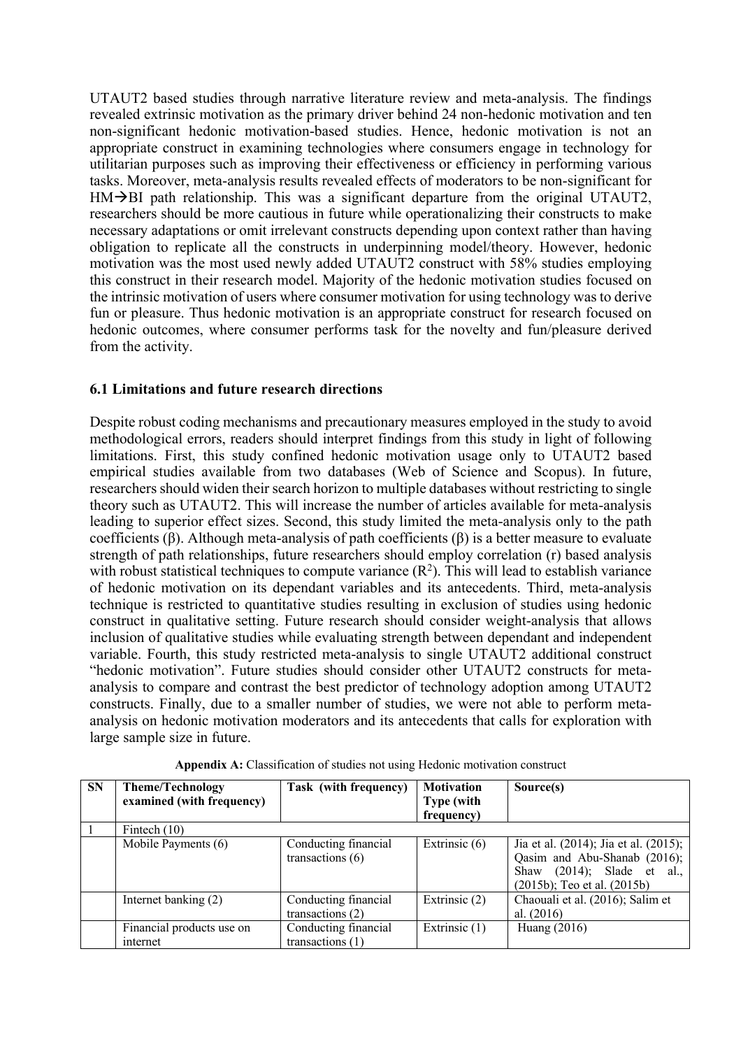UTAUT2 based studies through narrative literature review and meta-analysis. The findings revealed extrinsic motivation as the primary driver behind 24 non-hedonic motivation and ten non-significant hedonic motivation-based studies. Hence, hedonic motivation is not an appropriate construct in examining technologies where consumers engage in technology for utilitarian purposes such as improving their effectiveness or efficiency in performing various tasks. Moreover, meta-analysis results revealed effects of moderators to be non-significant for HM→BI path relationship. This was a significant departure from the original UTAUT2, researchers should be more cautious in future while operationalizing their constructs to make necessary adaptations or omit irrelevant constructs depending upon context rather than having obligation to replicate all the constructs in underpinning model/theory. However, hedonic motivation was the most used newly added UTAUT2 construct with 58% studies employing this construct in their research model. Majority of the hedonic motivation studies focused on the intrinsic motivation of users where consumer motivation for using technology was to derive fun or pleasure. Thus hedonic motivation is an appropriate construct for research focused on hedonic outcomes, where consumer performs task for the novelty and fun/pleasure derived from the activity.

### 6.1 Limitations and future research directions

Despite robust coding mechanisms and precautionary measures employed in the study to avoid methodological errors, readers should interpret findings from this study in light of following limitations. First, this study confined hedonic motivation usage only to UTAUT2 based empirical studies available from two databases (Web of Science and Scopus). In future, researchers should widen their search horizon to multiple databases without restricting to single theory such as UTAUT2. This will increase the number of articles available for meta-analysis leading to superior effect sizes. Second, this study limited the meta-analysis only to the path coefficients (β). Although meta-analysis of path coefficients (β) is a better measure to evaluate strength of path relationships, future researchers should employ correlation (r) based analysis with robust statistical techniques to compute variance ($R^2$). This will lead to establish variance of hedonic motivation on its dependant variables and its antecedents. Third, meta-analysis technique is restricted to quantitative studies resulting in exclusion of studies using hedonic construct in qualitative setting. Future research should consider weight-analysis that allows inclusion of qualitative studies while evaluating strength between dependant and independent variable. Fourth, this study restricted meta-analysis to single UTAUT2 additional construct "hedonic motivation". Future studies should consider other UTAUT2 constructs for meta-analysis to compare and contrast the best predictor of technology adoption among UTAUT2 constructs. Finally, due to a smaller number of studies, we were not able to perform meta-analysis on hedonic motivation moderators and its antecedents that calls for exploration with large sample size in future.

**Appendix A:** Classification of studies not using Hedonic motivation construct

| SN | Theme/Technology examined (with frequency) | Task (with frequency) | Motivation Type (with frequency) | Source(s) |
|---|---|---|---|---|
| 1 | Fintech (10) | | | |
| | Mobile Payments (6) | Conducting financial transactions (6) | Extrinsic (6) | Jia et al. (2014); Jia et al. (2015); Qasim and Abu-Shanab (2016); Shaw (2014); Slade et al., (2015b); Teo et al. (2015b) |
| | Internet banking (2) | Conducting financial transactions (2) | Extrinsic (2) | Chaouali et al. (2016); Salim et al. (2016) |
| | Financial products use on internet | Conducting financial transactions (1) | Extrinsic (1) | Huang (2016) |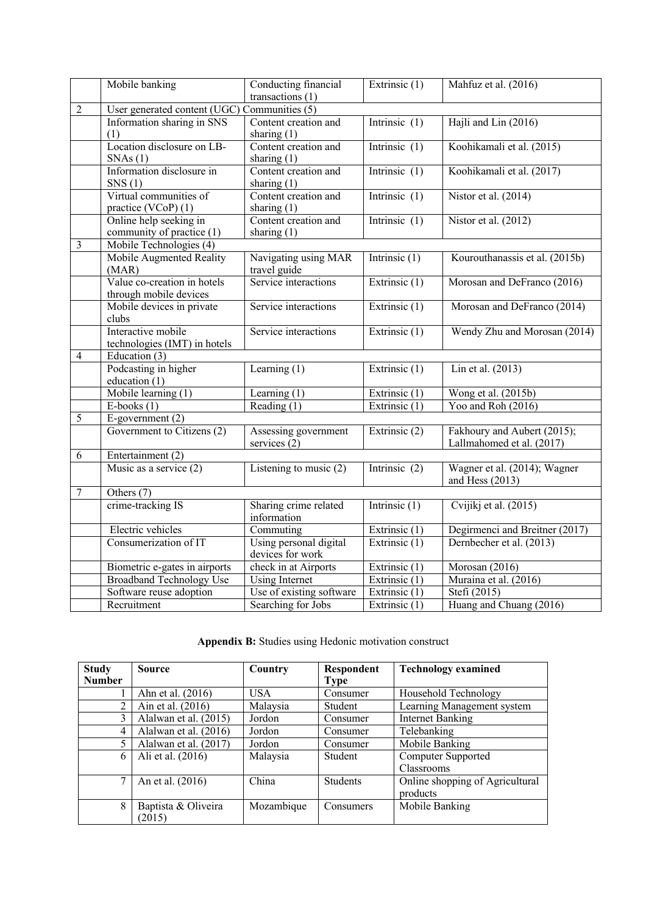| | | | | |
|---|---|---|---|---|
| | Mobile banking | Conducting financial transactions (1) | Extrinsic (1) | Mahfuz et al. (2016) |
| 2 | User generated content (UGC) Communities (5) | | | |
| | Information sharing in SNS (1) | Content creation and sharing (1) | Intrinsic (1) | Hajli and Lin (2016) |
| | Location disclosure on LB-SNAs (1) | Content creation and sharing (1) | Intrinsic (1) | Koohikamali et al. (2015) |
| | Information disclosure in SNS (1) | Content creation and sharing (1) | Intrinsic (1) | Koohikamali et al. (2017) |
| | Virtual communities of practice (VCoP) (1) | Content creation and sharing (1) | Intrinsic (1) | Nistor et al. (2014) |
| | Online help seeking in community of practice (1) | Content creation and sharing (1) | Intrinsic (1) | Nistor et al. (2012) |
| 3 | Mobile Technologies (4) | | | |
| | Mobile Augmented Reality (MAR) | Navigating using MAR travel guide | Intrinsic (1) | Kourouthanassis et al. (2015b) |
| | Value co-creation in hotels through mobile devices | Service interactions | Extrinsic (1) | Morosan and DeFranco (2016) |
| | Mobile devices in private clubs | Service interactions | Extrinsic (1) | Morosan and DeFranco (2014) |
| | Interactive mobile technologies (IMT) in hotels | Service interactions | Extrinsic (1) | Wendy Zhu and Morosan (2014) |
| 4 | Education (3) | | | |
| | Podcasting in higher education (1) | Learning (1) | Extrinsic (1) | Lin et al. (2013) |
| | Mobile learning (1) | Learning (1) | Extrinsic (1) | Wong et al. (2015b) |
| | E-books (1) | Reading (1) | Extrinsic (1) | Yoo and Roh (2016) |
| 5 | E-government (2) | | | |
| | Government to Citizens (2) | Assessing government services (2) | Extrinsic (2) | Fakhoury and Aubert (2015); Lallmahomed et al. (2017) |
| 6 | Entertainment (2) | | | |
| | Music as a service (2) | Listening to music (2) | Intrinsic (2) | Wagner et al. (2014); Wagner and Hess (2013) |
| 7 | Others (7) | | | |
| | crime-tracking IS | Sharing crime related information | Intrinsic (1) | Cvijikj et al. (2015) |
| | Electric vehicles | Commuting | Extrinsic (1) | Degirmenci and Breitner (2017) |
| | Consumerization of IT | Using personal digital devices for work | Extrinsic (1) | Dernbecher et al. (2013) |
| | Biometric e-gates in airports | check in at Airports | Extrinsic (1) | Morosan (2016) |
| | Broadband Technology Use | Using Internet | Extrinsic (1) | Muraina et al. (2016) |
| | Software reuse adoption | Use of existing software | Extrinsic (1) | Stefi (2015) |
| | Recruitment | Searching for Jobs | Extrinsic (1) | Huang and Chuang (2016) |

**Appendix B:** Studies using Hedonic motivation construct

| Study Number | Source | Country | Respondent Type | Technology examined |
|---|---|---|---|---|
| 1 | Ahn et al. (2016) | USA | Consumer | Household Technology |
| 2 | Ain et al. (2016) | Malaysia | Student | Learning Management system |
| 3 | Alalwan et al. (2015) | Jordon | Consumer | Internet Banking |
| 4 | Alalwan et al. (2016) | Jordon | Consumer | Telebanking |
| 5 | Alalwan et al. (2017) | Jordon | Consumer | Mobile Banking |
| 6 | Ali et al. (2016) | Malaysia | Student | Computer Supported Classrooms |
| 7 | An et al. (2016) | China | Students | Online shopping of Agricultural products |
| 8 | Baptista & Oliveira (2015) | Mozambique | Consumers | Mobile Banking |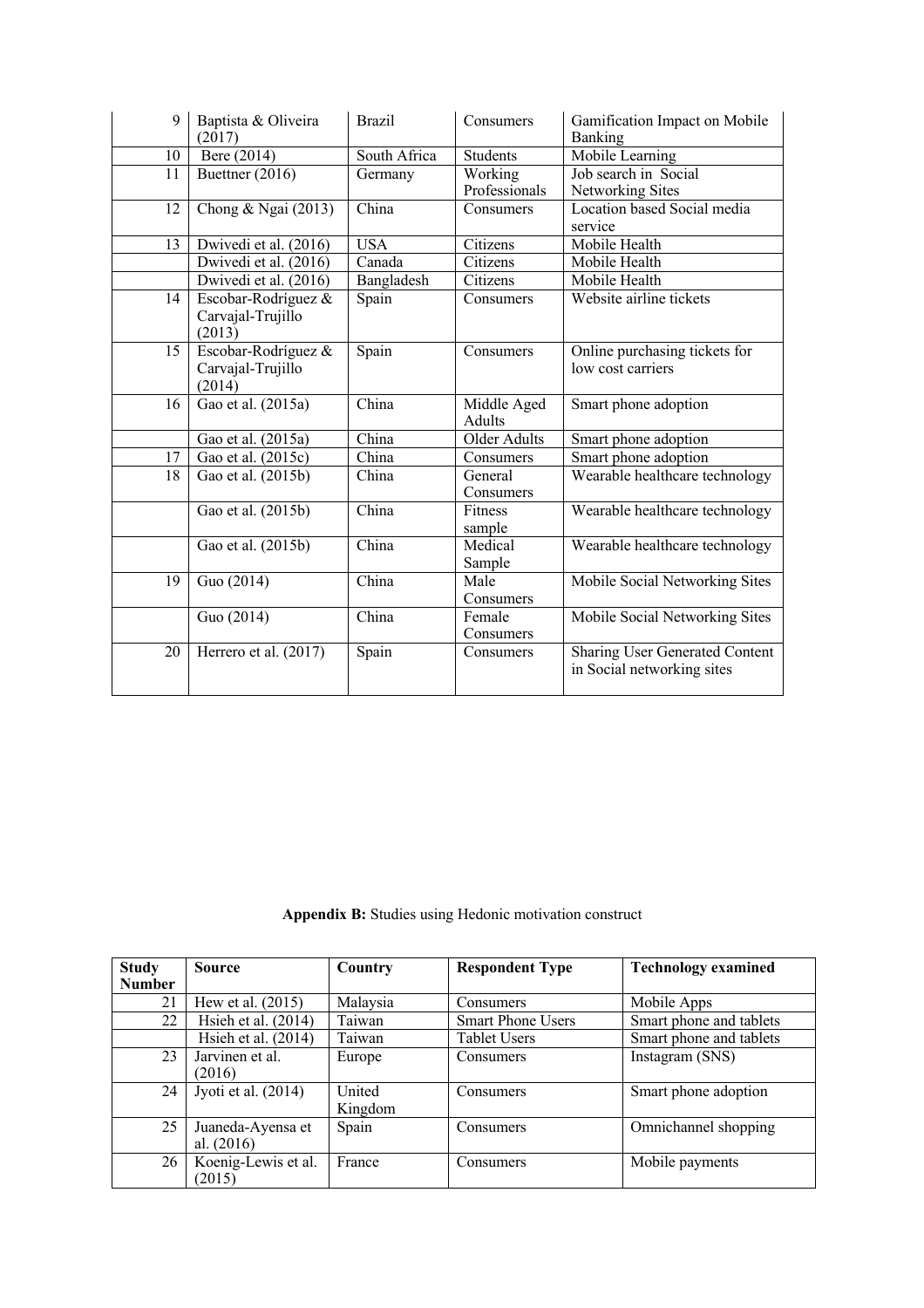| | | | | |
|---|---|---|---|---|
| 9 | Baptista & Oliveira (2017) | Brazil | Consumers | Gamification Impact on Mobile Banking |
| 10 | Bere (2014) | South Africa | Students | Mobile Learning |
| 11 | Buettner (2016) | Germany | Working Professionals | Job search in Social Networking Sites |
| 12 | Chong & Ngai (2013) | China | Consumers | Location based Social media service |
| 13 | Dwivedi et al. (2016) | USA | Citizens | Mobile Health |
| | Dwivedi et al. (2016) | Canada | Citizens | Mobile Health |
| | Dwivedi et al. (2016) | Bangladesh | Citizens | Mobile Health |
| 14 | Escobar-Rodríguez & Carvajal-Trujillo (2013) | Spain | Consumers | Website airline tickets |
| 15 | Escobar-Rodríguez & Carvajal-Trujillo (2014) | Spain | Consumers | Online purchasing tickets for low cost carriers |
| 16 | Gao et al. (2015a) | China | Middle Aged Adults | Smart phone adoption |
| | Gao et al. (2015a) | China | Older Adults | Smart phone adoption |
| 17 | Gao et al. (2015c) | China | Consumers | Smart phone adoption |
| 18 | Gao et al. (2015b) | China | General Consumers | Wearable healthcare technology |
| | Gao et al. (2015b) | China | Fitness sample | Wearable healthcare technology |
| | Gao et al. (2015b) | China | Medical Sample | Wearable healthcare technology |
| 19 | Guo (2014) | China | Male Consumers | Mobile Social Networking Sites |
| | Guo (2014) | China | Female Consumers | Mobile Social Networking Sites |
| 20 | Herrero et al. (2017) | Spain | Consumers | Sharing User Generated Content in Social networking sites |

**Appendix B:** Studies using Hedonic motivation construct

| Study Number | Source | Country | Respondent Type | Technology examined |
|---|---|---|---|---|
| 21 | Hew et al. (2015) | Malaysia | Consumers | Mobile Apps |
| 22 | Hsieh et al. (2014) | Taiwan | Smart Phone Users | Smart phone and tablets |
| | Hsieh et al. (2014) | Taiwan | Tablet Users | Smart phone and tablets |
| 23 | Jarvinen et al. (2016) | Europe | Consumers | Instagram (SNS) |
| 24 | Jyoti et al. (2014) | United Kingdom | Consumers | Smart phone adoption |
| 25 | Juaneda-Ayensa et al. (2016) | Spain | Consumers | Omnichannel shopping |
| 26 | Koenig-Lewis et al. (2015) | France | Consumers | Mobile payments |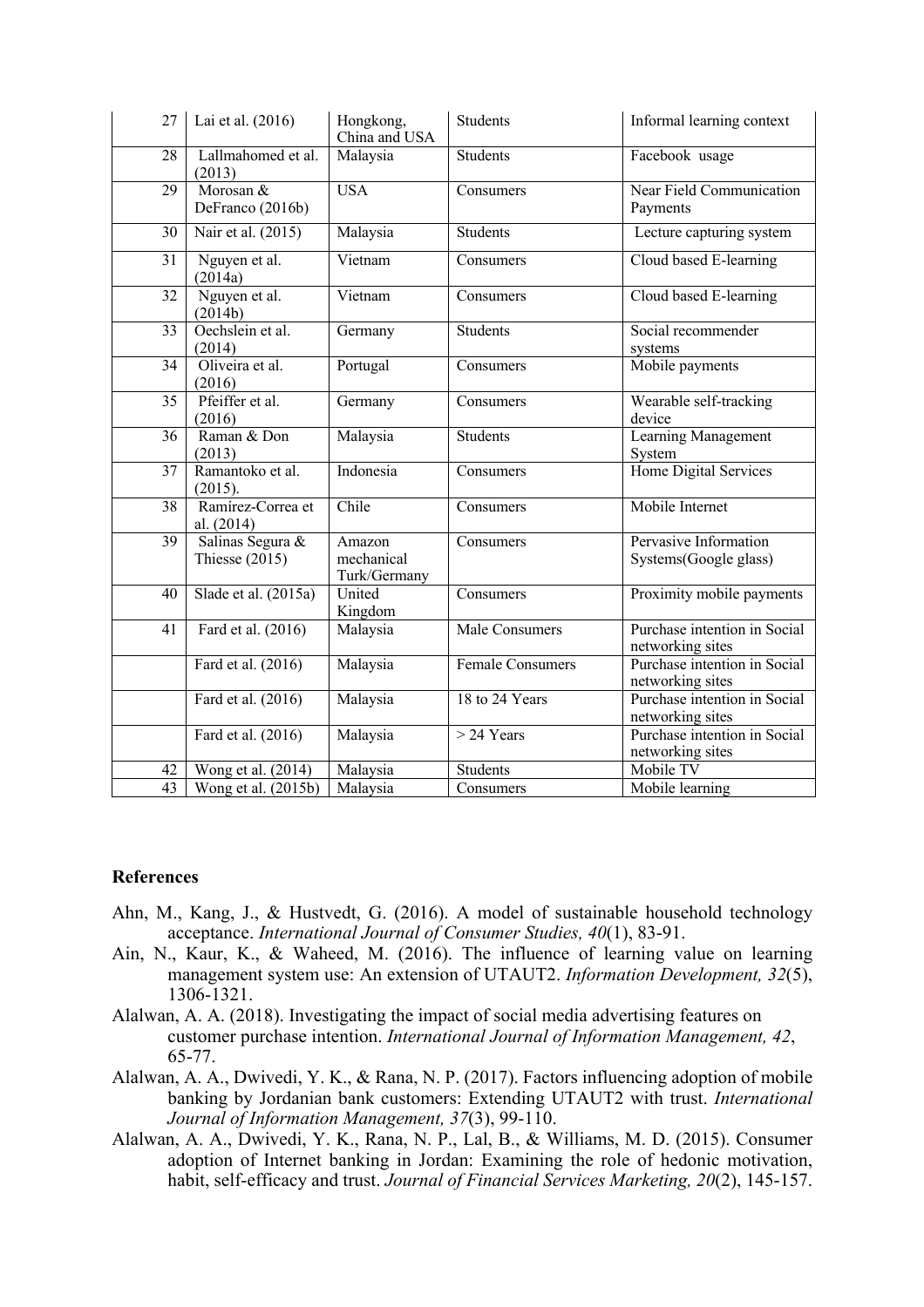| 27 | Lai et al. (2016) | Hongkong, China and USA | Students | Informal learning context |
|---|---|---|---|---|
| 28 | Lallmahomed et al. (2013) | Malaysia | Students | Facebook usage |
| 29 | Morosan & DeFranco (2016b) | USA | Consumers | Near Field Communication Payments |
| 30 | Nair et al. (2015) | Malaysia | Students | Lecture capturing system |
| 31 | Nguyen et al. (2014a) | Vietnam | Consumers | Cloud based E-learning |
| 32 | Nguyen et al. (2014b) | Vietnam | Consumers | Cloud based E-learning |
| 33 | Oechslein et al. (2014) | Germany | Students | Social recommender systems |
| 34 | Oliveira et al. (2016) | Portugal | Consumers | Mobile payments |
| 35 | Pfeiffer et al. (2016) | Germany | Consumers | Wearable self-tracking device |
| 36 | Raman & Don (2013) | Malaysia | Students | Learning Management System |
| 37 | Ramantoko et al. (2015). | Indonesia | Consumers | Home Digital Services |
| 38 | Ramírez-Correa et al. (2014) | Chile | Consumers | Mobile Internet |
| 39 | Salinas Segura & Thiesse (2015) | Amazon mechanical Turk/Germany | Consumers | Pervasive Information Systems(Google glass) |
| 40 | Slade et al. (2015a) | United Kingdom | Consumers | Proximity mobile payments |
| 41 | Fard et al. (2016) | Malaysia | Male Consumers | Purchase intention in Social networking sites |
| | Fard et al. (2016) | Malaysia | Female Consumers | Purchase intention in Social networking sites |
| | Fard et al. (2016) | Malaysia | 18 to 24 Years | Purchase intention in Social networking sites |
| | Fard et al. (2016) | Malaysia | > 24 Years | Purchase intention in Social networking sites |
| 42 | Wong et al. (2014) | Malaysia | Students | Mobile TV |
| 43 | Wong et al. (2015b) | Malaysia | Consumers | Mobile learning |

## References

Ahn, M., Kang, J., & Hustvedt, G. (2016). A model of sustainable household technology acceptance. *International Journal of Consumer Studies, 40*(1), 83-91.

Ain, N., Kaur, K., & Waheed, M. (2016). The influence of learning value on learning management system use: An extension of UTAUT2. *Information Development, 32*(5), 1306-1321.

Alalwan, A. A. (2018). Investigating the impact of social media advertising features on customer purchase intention. *International Journal of Information Management, 42*, 65-77.

Alalwan, A. A., Dwivedi, Y. K., & Rana, N. P. (2017). Factors influencing adoption of mobile banking by Jordanian bank customers: Extending UTAUT2 with trust. *International Journal of Information Management, 37*(3), 99-110.

Alalwan, A. A., Dwivedi, Y. K., Rana, N. P., Lal, B., & Williams, M. D. (2015). Consumer adoption of Internet banking in Jordan: Examining the role of hedonic motivation, habit, self-efficacy and trust. *Journal of Financial Services Marketing, 20*(2), 145-157.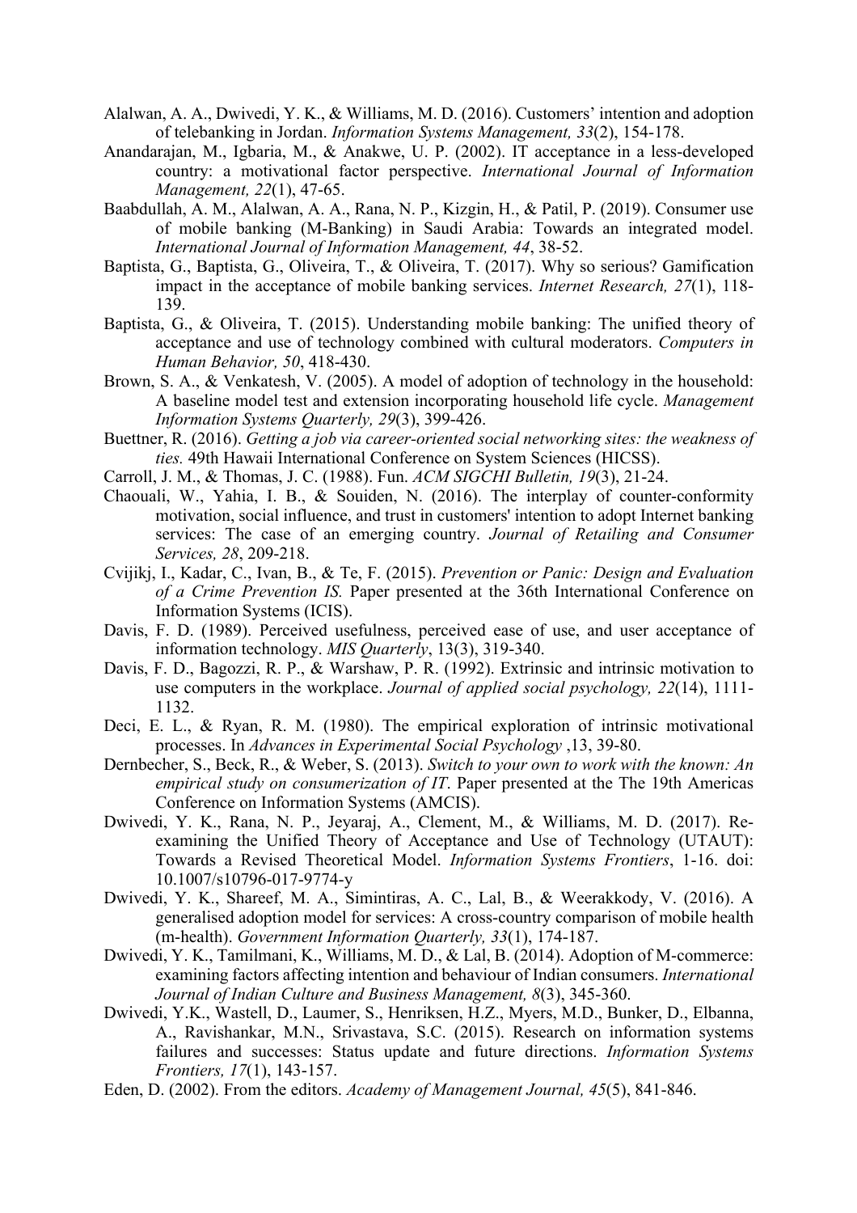Alalwan, A. A., Dwivedi, Y. K., & Williams, M. D. (2016). Customers' intention and adoption of telebanking in Jordan. *Information Systems Management, 33*(2), 154-178.

Anandarajan, M., Igbaria, M., & Anakwe, U. P. (2002). IT acceptance in a less-developed country: a motivational factor perspective. *International Journal of Information Management, 22*(1), 47-65.

Baabdullah, A. M., Alalwan, A. A., Rana, N. P., Kizgin, H., & Patil, P. (2019). Consumer use of mobile banking (M-Banking) in Saudi Arabia: Towards an integrated model. *International Journal of Information Management, 44*, 38-52.

Baptista, G., Baptista, G., Oliveira, T., & Oliveira, T. (2017). Why so serious? Gamification impact in the acceptance of mobile banking services. *Internet Research, 27*(1), 118-139.

Baptista, G., & Oliveira, T. (2015). Understanding mobile banking: The unified theory of acceptance and use of technology combined with cultural moderators. *Computers in Human Behavior, 50*, 418-430.

Brown, S. A., & Venkatesh, V. (2005). A model of adoption of technology in the household: A baseline model test and extension incorporating household life cycle. *Management Information Systems Quarterly, 29*(3), 399-426.

Buettner, R. (2016). *Getting a job via career-oriented social networking sites: the weakness of ties.* 49th Hawaii International Conference on System Sciences (HICSS).

Carroll, J. M., & Thomas, J. C. (1988). Fun. *ACM SIGCHI Bulletin, 19*(3), 21-24.

Chaouali, W., Yahia, I. B., & Souiden, N. (2016). The interplay of counter-conformity motivation, social influence, and trust in customers' intention to adopt Internet banking services: The case of an emerging country. *Journal of Retailing and Consumer Services, 28*, 209-218.

Cvijikj, I., Kadar, C., Ivan, B., & Te, F. (2015). *Prevention or Panic: Design and Evaluation of a Crime Prevention IS.* Paper presented at the 36th International Conference on Information Systems (ICIS).

Davis, F. D. (1989). Perceived usefulness, perceived ease of use, and user acceptance of information technology. *MIS Quarterly*, 13(3), 319-340.

Davis, F. D., Bagozzi, R. P., & Warshaw, P. R. (1992). Extrinsic and intrinsic motivation to use computers in the workplace. *Journal of applied social psychology, 22*(14), 1111-1132.

Deci, E. L., & Ryan, R. M. (1980). The empirical exploration of intrinsic motivational processes. In *Advances in Experimental Social Psychology* ,13, 39-80.

Dernbecher, S., Beck, R., & Weber, S. (2013). *Switch to your own to work with the known: An empirical study on consumerization of IT*. Paper presented at the The 19th Americas Conference on Information Systems (AMCIS).

Dwivedi, Y. K., Rana, N. P., Jeyaraj, A., Clement, M., & Williams, M. D. (2017). Re-examining the Unified Theory of Acceptance and Use of Technology (UTAUT): Towards a Revised Theoretical Model. *Information Systems Frontiers*, 1-16. doi: 10.1007/s10796-017-9774-y

Dwivedi, Y. K., Shareef, M. A., Simintiras, A. C., Lal, B., & Weerakkody, V. (2016). A generalised adoption model for services: A cross-country comparison of mobile health (m-health). *Government Information Quarterly, 33*(1), 174-187.

Dwivedi, Y. K., Tamilmani, K., Williams, M. D., & Lal, B. (2014). Adoption of M-commerce: examining factors affecting intention and behaviour of Indian consumers. *International Journal of Indian Culture and Business Management, 8*(3), 345-360.

Dwivedi, Y.K., Wastell, D., Laumer, S., Henriksen, H.Z., Myers, M.D., Bunker, D., Elbanna, A., Ravishankar, M.N., Srivastava, S.C. (2015). Research on information systems failures and successes: Status update and future directions. *Information Systems Frontiers, 17*(1), 143-157.

Eden, D. (2002). From the editors. *Academy of Management Journal, 45*(5), 841-846.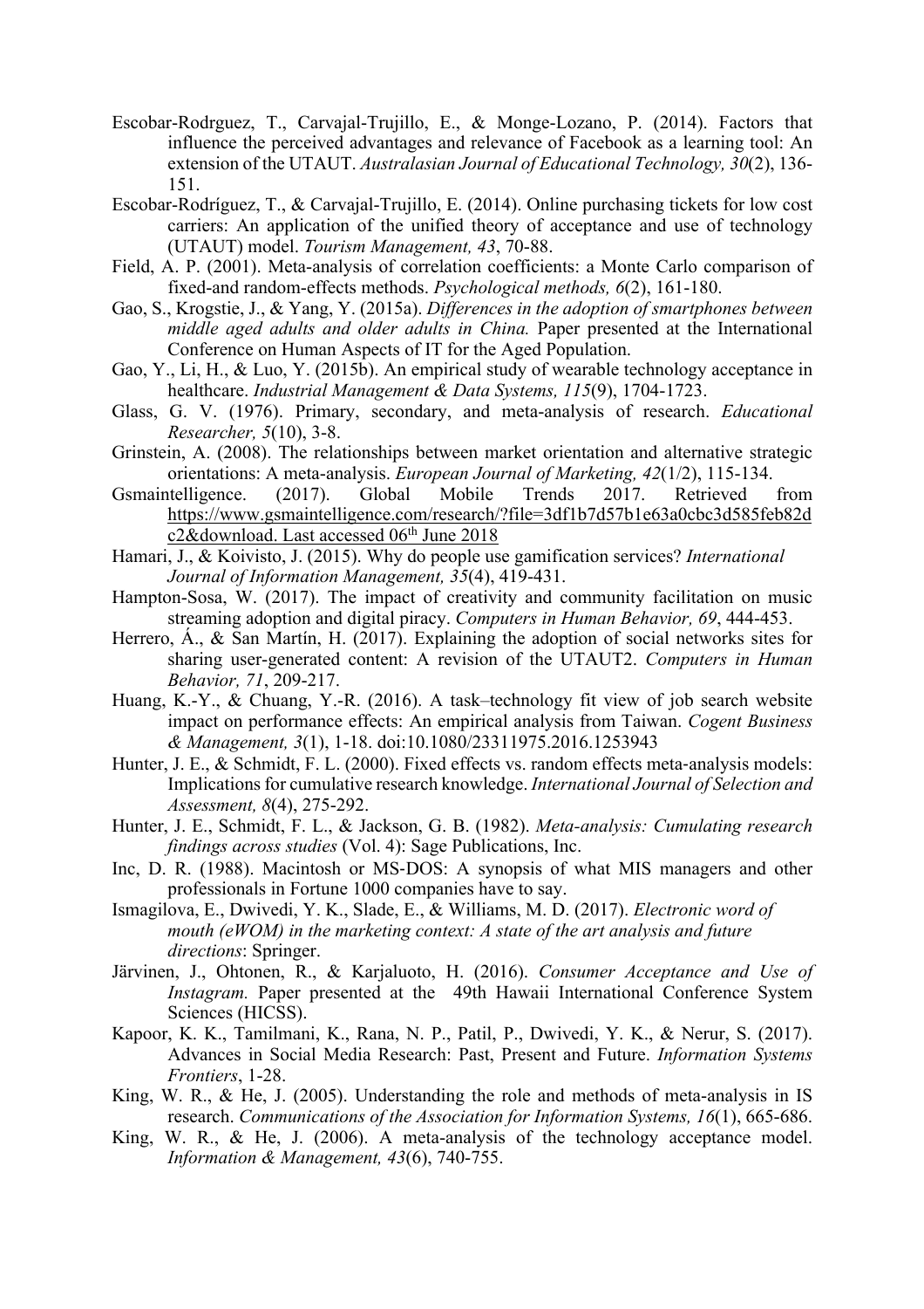Escobar-Rodrguez, T., Carvajal-Trujillo, E., & Monge-Lozano, P. (2014). Factors that influence the perceived advantages and relevance of Facebook as a learning tool: An extension of the UTAUT. *Australasian Journal of Educational Technology, 30*(2), 136-151.

Escobar-Rodríguez, T., & Carvajal-Trujillo, E. (2014). Online purchasing tickets for low cost carriers: An application of the unified theory of acceptance and use of technology (UTAUT) model. *Tourism Management, 43*, 70-88.

Field, A. P. (2001). Meta-analysis of correlation coefficients: a Monte Carlo comparison of fixed-and random-effects methods. *Psychological methods, 6*(2), 161-180.

Gao, S., Krogstie, J., & Yang, Y. (2015a). *Differences in the adoption of smartphones between middle aged adults and older adults in China.* Paper presented at the International Conference on Human Aspects of IT for the Aged Population.

Gao, Y., Li, H., & Luo, Y. (2015b). An empirical study of wearable technology acceptance in healthcare. *Industrial Management & Data Systems, 115*(9), 1704-1723.

Glass, G. V. (1976). Primary, secondary, and meta-analysis of research. *Educational Researcher, 5*(10), 3-8.

Grinstein, A. (2008). The relationships between market orientation and alternative strategic orientations: A meta-analysis. *European Journal of Marketing, 42*(1/2), 115-134.

Gsmaintelligence. (2017). Global Mobile Trends 2017. Retrieved from https://www.gsmaintelligence.com/research/?file=3df1b7d57b1e63a0cbc3d585feb82dc2&download. Last accessed 06th June 2018

Hamari, J., & Koivisto, J. (2015). Why do people use gamification services? *International Journal of Information Management, 35*(4), 419-431.

Hampton-Sosa, W. (2017). The impact of creativity and community facilitation on music streaming adoption and digital piracy. *Computers in Human Behavior, 69*, 444-453.

Herrero, Á., & San Martín, H. (2017). Explaining the adoption of social networks sites for sharing user-generated content: A revision of the UTAUT2. *Computers in Human Behavior, 71*, 209-217.

Huang, K.-Y., & Chuang, Y.-R. (2016). A task–technology fit view of job search website impact on performance effects: An empirical analysis from Taiwan. *Cogent Business & Management, 3*(1), 1-18. doi:10.1080/23311975.2016.1253943

Hunter, J. E., & Schmidt, F. L. (2000). Fixed effects vs. random effects meta-analysis models: Implications for cumulative research knowledge. *International Journal of Selection and Assessment, 8*(4), 275-292.

Hunter, J. E., Schmidt, F. L., & Jackson, G. B. (1982). *Meta-analysis: Cumulating research findings across studies* (Vol. 4): Sage Publications, Inc.

Inc, D. R. (1988). Macintosh or MS-DOS: A synopsis of what MIS managers and other professionals in Fortune 1000 companies have to say.

Ismagilova, E., Dwivedi, Y. K., Slade, E., & Williams, M. D. (2017). *Electronic word of mouth (eWOM) in the marketing context: A state of the art analysis and future directions*: Springer.

Järvinen, J., Ohtonen, R., & Karjaluoto, H. (2016). *Consumer Acceptance and Use of Instagram.* Paper presented at the 49th Hawaii International Conference System Sciences (HICSS).

Kapoor, K. K., Tamilmani, K., Rana, N. P., Patil, P., Dwivedi, Y. K., & Nerur, S. (2017). Advances in Social Media Research: Past, Present and Future. *Information Systems Frontiers*, 1-28.

King, W. R., & He, J. (2005). Understanding the role and methods of meta-analysis in IS research. *Communications of the Association for Information Systems, 16*(1), 665-686.

King, W. R., & He, J. (2006). A meta-analysis of the technology acceptance model. *Information & Management, 43*(6), 740-755.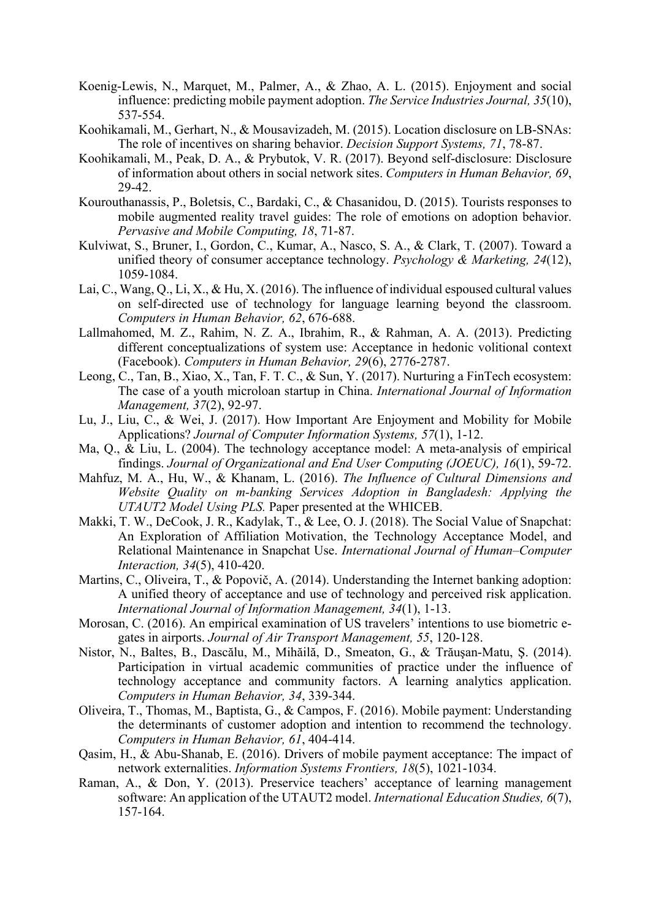Koenig-Lewis, N., Marquet, M., Palmer, A., & Zhao, A. L. (2015). Enjoyment and social influence: predicting mobile payment adoption. *The Service Industries Journal, 35*(10), 537-554.

Koohikamali, M., Gerhart, N., & Mousavizadeh, M. (2015). Location disclosure on LB-SNAs: The role of incentives on sharing behavior. *Decision Support Systems, 71*, 78-87.

Koohikamali, M., Peak, D. A., & Prybutok, V. R. (2017). Beyond self-disclosure: Disclosure of information about others in social network sites. *Computers in Human Behavior, 69*, 29-42.

Kourouthanassis, P., Boletsis, C., Bardaki, C., & Chasanidou, D. (2015). Tourists responses to mobile augmented reality travel guides: The role of emotions on adoption behavior. *Pervasive and Mobile Computing, 18*, 71-87.

Kulviwat, S., Bruner, I., Gordon, C., Kumar, A., Nasco, S. A., & Clark, T. (2007). Toward a unified theory of consumer acceptance technology. *Psychology & Marketing, 24*(12), 1059-1084.

Lai, C., Wang, Q., Li, X., & Hu, X. (2016). The influence of individual espoused cultural values on self-directed use of technology for language learning beyond the classroom. *Computers in Human Behavior, 62*, 676-688.

Lallmahomed, M. Z., Rahim, N. Z. A., Ibrahim, R., & Rahman, A. A. (2013). Predicting different conceptualizations of system use: Acceptance in hedonic volitional context (Facebook). *Computers in Human Behavior, 29*(6), 2776-2787.

Leong, C., Tan, B., Xiao, X., Tan, F. T. C., & Sun, Y. (2017). Nurturing a FinTech ecosystem: The case of a youth microloan startup in China. *International Journal of Information Management, 37*(2), 92-97.

Lu, J., Liu, C., & Wei, J. (2017). How Important Are Enjoyment and Mobility for Mobile Applications? *Journal of Computer Information Systems, 57*(1), 1-12.

Ma, Q., & Liu, L. (2004). The technology acceptance model: A meta-analysis of empirical findings. *Journal of Organizational and End User Computing (JOEUC), 16*(1), 59-72.

Mahfuz, M. A., Hu, W., & Khanam, L. (2016). *The Influence of Cultural Dimensions and Website Quality on m-banking Services Adoption in Bangladesh: Applying the UTAUT2 Model Using PLS.* Paper presented at the WHICEB.

Makki, T. W., DeCook, J. R., Kadylak, T., & Lee, O. J. (2018). The Social Value of Snapchat: An Exploration of Affiliation Motivation, the Technology Acceptance Model, and Relational Maintenance in Snapchat Use. *International Journal of Human–Computer Interaction, 34*(5), 410-420.

Martins, C., Oliveira, T., & Popovič, A. (2014). Understanding the Internet banking adoption: A unified theory of acceptance and use of technology and perceived risk application. *International Journal of Information Management, 34*(1), 1-13.

Morosan, C. (2016). An empirical examination of US travelers' intentions to use biometric e-gates in airports. *Journal of Air Transport Management, 55*, 120-128.

Nistor, N., Baltes, B., Dascălu, M., Mihăilă, D., Smeaton, G., & Trăuşan-Matu, Ş. (2014). Participation in virtual academic communities of practice under the influence of technology acceptance and community factors. A learning analytics application. *Computers in Human Behavior, 34*, 339-344.

Oliveira, T., Thomas, M., Baptista, G., & Campos, F. (2016). Mobile payment: Understanding the determinants of customer adoption and intention to recommend the technology. *Computers in Human Behavior, 61*, 404-414.

Qasim, H., & Abu-Shanab, E. (2016). Drivers of mobile payment acceptance: The impact of network externalities. *Information Systems Frontiers, 18*(5), 1021-1034.

Raman, A., & Don, Y. (2013). Preservice teachers' acceptance of learning management software: An application of the UTAUT2 model. *International Education Studies, 6*(7), 157-164.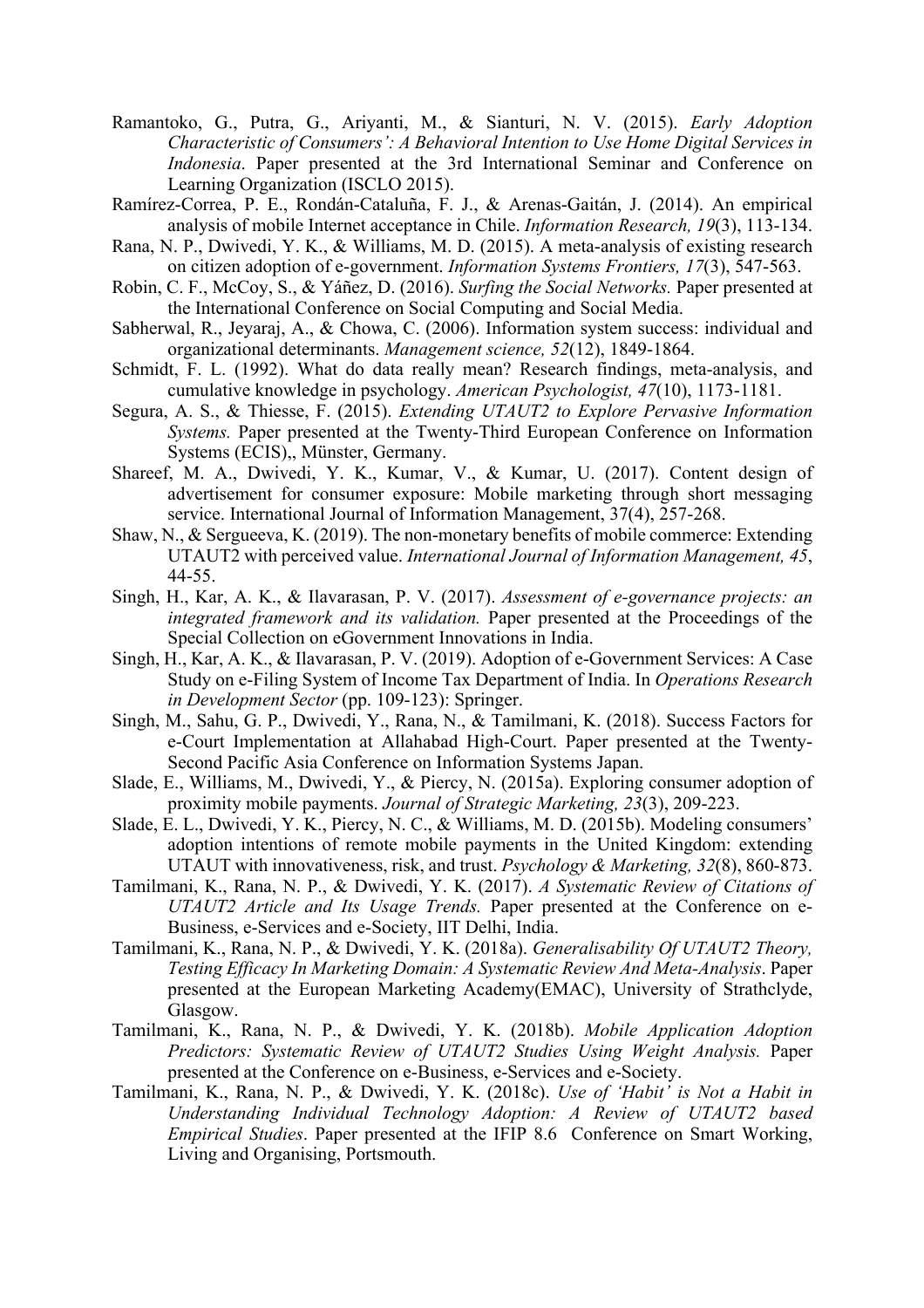Ramantoko, G., Putra, G., Ariyanti, M., & Sianturi, N. V. (2015). *Early Adoption Characteristic of Consumers': A Behavioral Intention to Use Home Digital Services in Indonesia*. Paper presented at the 3rd International Seminar and Conference on Learning Organization (ISCLO 2015).

Ramírez-Correa, P. E., Rondán-Cataluña, F. J., & Arenas-Gaitán, J. (2014). An empirical analysis of mobile Internet acceptance in Chile. *Information Research, 19*(3), 113-134.

Rana, N. P., Dwivedi, Y. K., & Williams, M. D. (2015). A meta-analysis of existing research on citizen adoption of e-government. *Information Systems Frontiers, 17*(3), 547-563.

Robin, C. F., McCoy, S., & Yáñez, D. (2016). *Surfing the Social Networks.* Paper presented at the International Conference on Social Computing and Social Media.

Sabherwal, R., Jeyaraj, A., & Chowa, C. (2006). Information system success: individual and organizational determinants. *Management science, 52*(12), 1849-1864.

Schmidt, F. L. (1992). What do data really mean? Research findings, meta-analysis, and cumulative knowledge in psychology. *American Psychologist, 47*(10), 1173-1181.

Segura, A. S., & Thiesse, F. (2015). *Extending UTAUT2 to Explore Pervasive Information Systems.* Paper presented at the Twenty-Third European Conference on Information Systems (ECIS),, Münster, Germany.

Shareef, M. A., Dwivedi, Y. K., Kumar, V., & Kumar, U. (2017). Content design of advertisement for consumer exposure: Mobile marketing through short messaging service. International Journal of Information Management, 37(4), 257-268.

Shaw, N., & Sergueeva, K. (2019). The non-monetary benefits of mobile commerce: Extending UTAUT2 with perceived value. *International Journal of Information Management, 45*, 44-55.

Singh, H., Kar, A. K., & Ilavarasan, P. V. (2017). *Assessment of e-governance projects: an integrated framework and its validation.* Paper presented at the Proceedings of the Special Collection on eGovernment Innovations in India.

Singh, H., Kar, A. K., & Ilavarasan, P. V. (2019). Adoption of e-Government Services: A Case Study on e-Filing System of Income Tax Department of India. In *Operations Research in Development Sector* (pp. 109-123): Springer.

Singh, M., Sahu, G. P., Dwivedi, Y., Rana, N., & Tamilmani, K. (2018). Success Factors for e-Court Implementation at Allahabad High-Court. Paper presented at the Twenty-Second Pacific Asia Conference on Information Systems Japan.

Slade, E., Williams, M., Dwivedi, Y., & Piercy, N. (2015a). Exploring consumer adoption of proximity mobile payments. *Journal of Strategic Marketing, 23*(3), 209-223.

Slade, E. L., Dwivedi, Y. K., Piercy, N. C., & Williams, M. D. (2015b). Modeling consumers' adoption intentions of remote mobile payments in the United Kingdom: extending UTAUT with innovativeness, risk, and trust. *Psychology & Marketing, 32*(8), 860-873.

Tamilmani, K., Rana, N. P., & Dwivedi, Y. K. (2017). *A Systematic Review of Citations of UTAUT2 Article and Its Usage Trends.* Paper presented at the Conference on e-Business, e-Services and e-Society, IIT Delhi, India.

Tamilmani, K., Rana, N. P., & Dwivedi, Y. K. (2018a). *Generalisability Of UTAUT2 Theory, Testing Efficacy In Marketing Domain: A Systematic Review And Meta-Analysis*. Paper presented at the European Marketing Academy(EMAC), University of Strathclyde, Glasgow.

Tamilmani, K., Rana, N. P., & Dwivedi, Y. K. (2018b). *Mobile Application Adoption Predictors: Systematic Review of UTAUT2 Studies Using Weight Analysis.* Paper presented at the Conference on e-Business, e-Services and e-Society.

Tamilmani, K., Rana, N. P., & Dwivedi, Y. K. (2018c). *Use of 'Habit' is Not a Habit in Understanding Individual Technology Adoption: A Review of UTAUT2 based Empirical Studies*. Paper presented at the IFIP 8.6 Conference on Smart Working, Living and Organising, Portsmouth.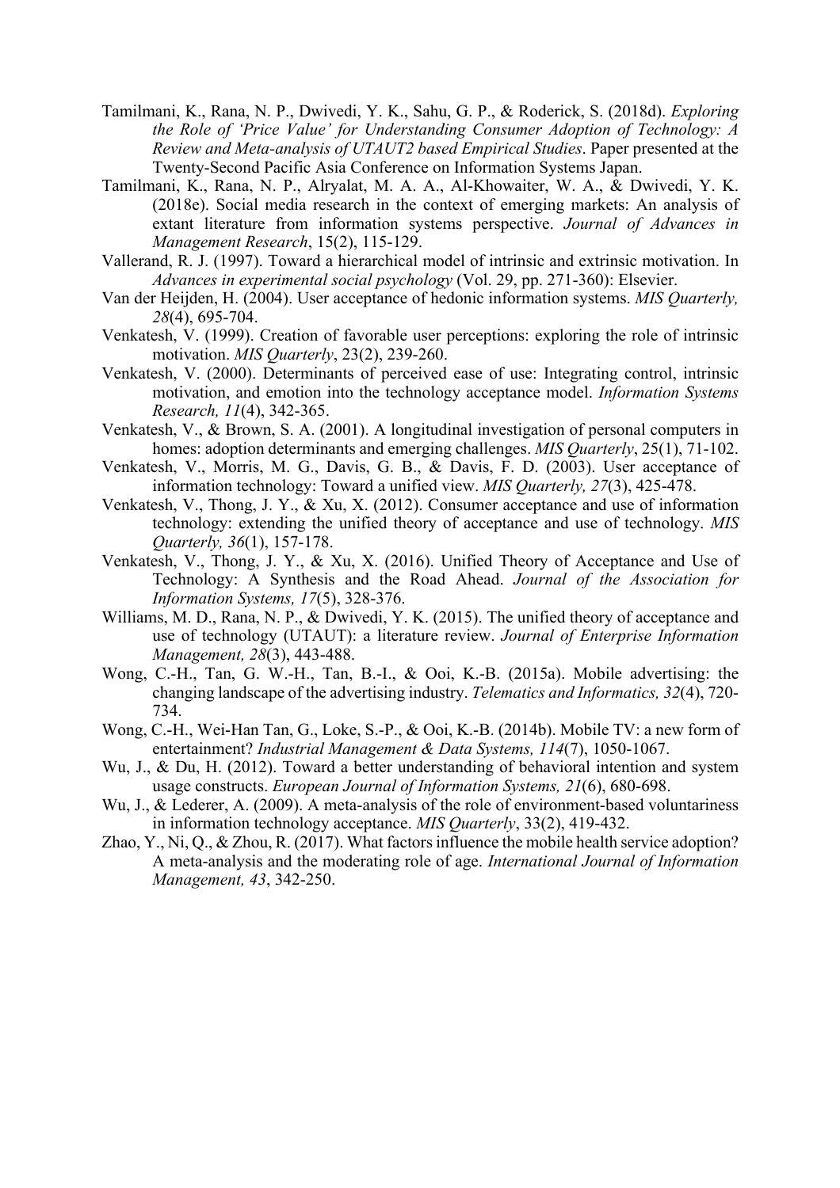Tamilmani, K., Rana, N. P., Dwivedi, Y. K., Sahu, G. P., & Roderick, S. (2018d). *Exploring the Role of 'Price Value' for Understanding Consumer Adoption of Technology: A Review and Meta-analysis of UTAUT2 based Empirical Studies*. Paper presented at the Twenty-Second Pacific Asia Conference on Information Systems Japan.

Tamilmani, K., Rana, N. P., Alryalat, M. A. A., Al-Khowaiter, W. A., & Dwivedi, Y. K. (2018e). Social media research in the context of emerging markets: An analysis of extant literature from information systems perspective. *Journal of Advances in Management Research*, 15(2), 115-129.

Vallerand, R. J. (1997). Toward a hierarchical model of intrinsic and extrinsic motivation. In *Advances in experimental social psychology* (Vol. 29, pp. 271-360): Elsevier.

Van der Heijden, H. (2004). User acceptance of hedonic information systems. *MIS Quarterly, 28*(4), 695-704.

Venkatesh, V. (1999). Creation of favorable user perceptions: exploring the role of intrinsic motivation. *MIS Quarterly*, 23(2), 239-260.

Venkatesh, V. (2000). Determinants of perceived ease of use: Integrating control, intrinsic motivation, and emotion into the technology acceptance model. *Information Systems Research, 11*(4), 342-365.

Venkatesh, V., & Brown, S. A. (2001). A longitudinal investigation of personal computers in homes: adoption determinants and emerging challenges. *MIS Quarterly*, 25(1), 71-102.

Venkatesh, V., Morris, M. G., Davis, G. B., & Davis, F. D. (2003). User acceptance of information technology: Toward a unified view. *MIS Quarterly, 27*(3), 425-478.

Venkatesh, V., Thong, J. Y., & Xu, X. (2012). Consumer acceptance and use of information technology: extending the unified theory of acceptance and use of technology. *MIS Quarterly, 36*(1), 157-178.

Venkatesh, V., Thong, J. Y., & Xu, X. (2016). Unified Theory of Acceptance and Use of Technology: A Synthesis and the Road Ahead. *Journal of the Association for Information Systems, 17*(5), 328-376.

Williams, M. D., Rana, N. P., & Dwivedi, Y. K. (2015). The unified theory of acceptance and use of technology (UTAUT): a literature review. *Journal of Enterprise Information Management, 28*(3), 443-488.

Wong, C.-H., Tan, G. W.-H., Tan, B.-I., & Ooi, K.-B. (2015a). Mobile advertising: the changing landscape of the advertising industry. *Telematics and Informatics, 32*(4), 720-734.

Wong, C.-H., Wei-Han Tan, G., Loke, S.-P., & Ooi, K.-B. (2014b). Mobile TV: a new form of entertainment? *Industrial Management & Data Systems, 114*(7), 1050-1067.

Wu, J., & Du, H. (2012). Toward a better understanding of behavioral intention and system usage constructs. *European Journal of Information Systems, 21*(6), 680-698.

Wu, J., & Lederer, A. (2009). A meta-analysis of the role of environment-based voluntariness in information technology acceptance. *MIS Quarterly*, 33(2), 419-432.

Zhao, Y., Ni, Q., & Zhou, R. (2017). What factors influence the mobile health service adoption? A meta-analysis and the moderating role of age. *International Journal of Information Management, 43*, 342-250.